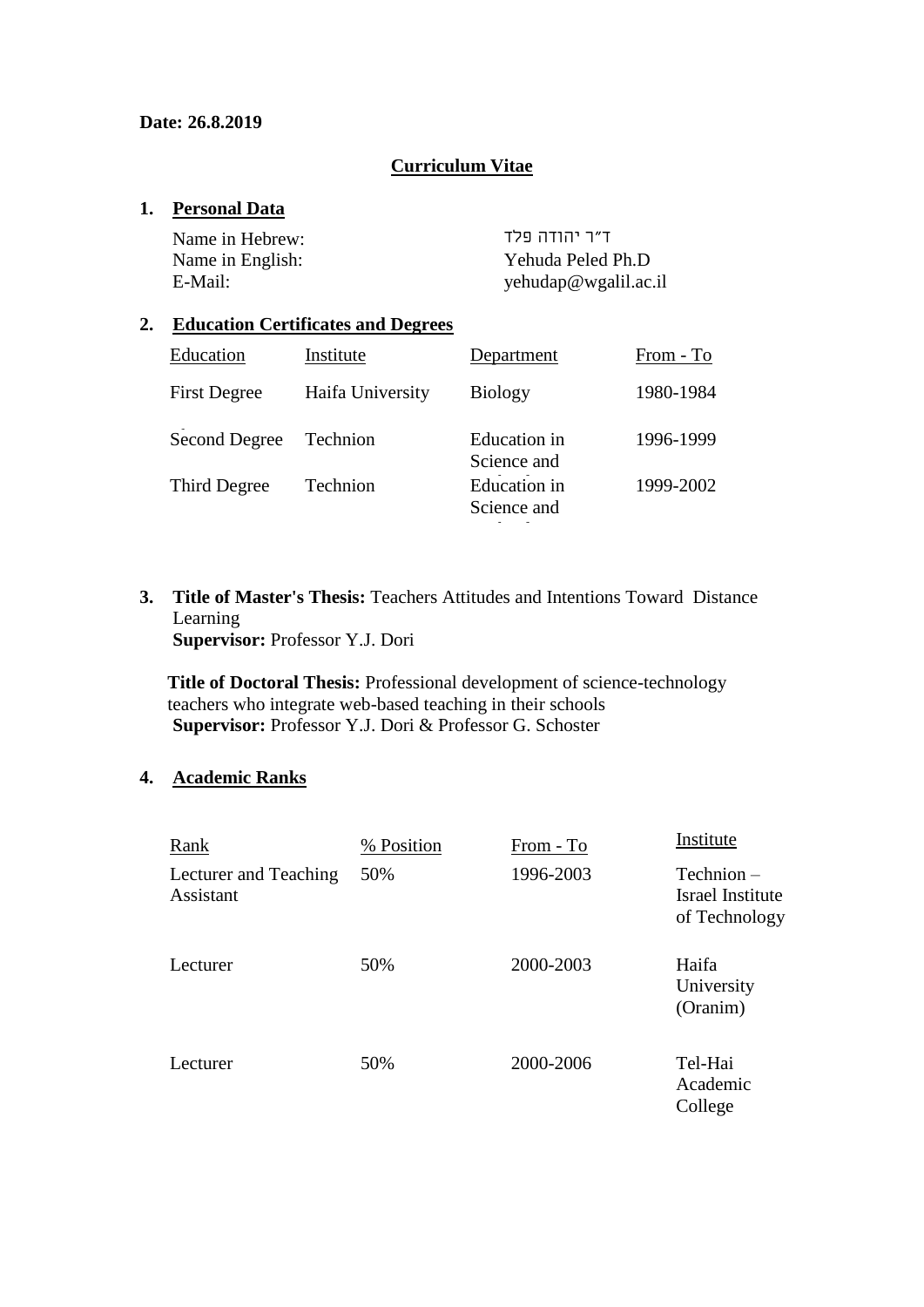**Date: 26.8.2019**

## Curriculum Vitae

### 1. Personal Data

| | |
|---|---|
| Name in Hebrew: | ד״ר יהודה פלד |
| Name in English: | Yehuda Peled Ph.D |
| E-Mail: | yehudap@wgalil.ac.il |

### 2. Education Certificates and Degrees

| Education | Institute | Department | From - To |
|---|---|---|---|
| First Degree | Haifa University | Biology | 1980-1984 |
| Second Degree | Technion | Education in Science and | 1996-1999 |
| Third Degree | Technion | Education in Science and | 1999-2002 |

### 3. **Title of Master's Thesis:** Teachers Attitudes and Intentions Toward Distance Learning

**Supervisor:** Professor Y.J. Dori

**Title of Doctoral Thesis:** Professional development of science-technology teachers who integrate web-based teaching in their schools

**Supervisor:** Professor Y.J. Dori & Professor G. Schoster

### 4. Academic Ranks

| Rank | % Position | From - To | Institute |
|---|---|---|---|
| Lecturer and Teaching Assistant | 50% | 1996-2003 | Technion – Israel Institute of Technology |
| Lecturer | 50% | 2000-2003 | Haifa University (Oranim) |
| Lecturer | 50% | 2000-2006 | Tel-Hai Academic College |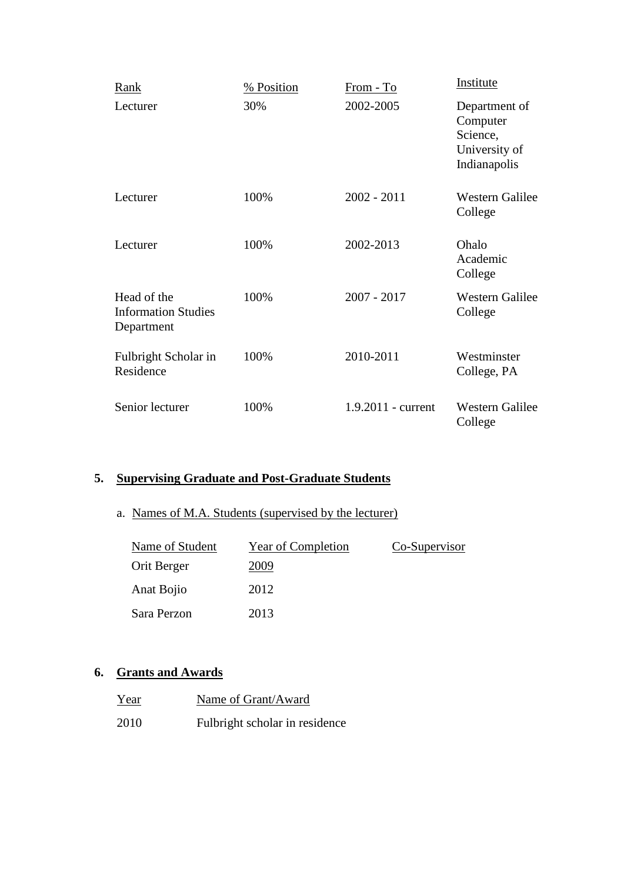| Rank | % Position | From - To | Institute |
|---|---|---|---|
| Lecturer | 30% | 2002-2005 | Department of Computer Science, University of Indianapolis |
| Lecturer | 100% | 2002 - 2011 | Western Galilee College |
| Lecturer | 100% | 2002-2013 | Ohalo Academic College |
| Head of the Information Studies Department | 100% | 2007 - 2017 | Western Galilee College |
| Fulbright Scholar in Residence | 100% | 2010-2011 | Westminster College, PA |
| Senior lecturer | 100% | 1.9.2011 - current | Western Galilee College |

## 5. Supervising Graduate and Post-Graduate Students

a. Names of M.A. Students (supervised by the lecturer)

| Name of Student | Year of Completion | Co-Supervisor |
|---|---|---|
| Orit Berger | 2009 | |
| Anat Bojio | 2012 | |
| Sara Perzon | 2013 | |

## 6. Grants and Awards

| Year | Name of Grant/Award |
|---|---|
| 2010 | Fulbright scholar in residence |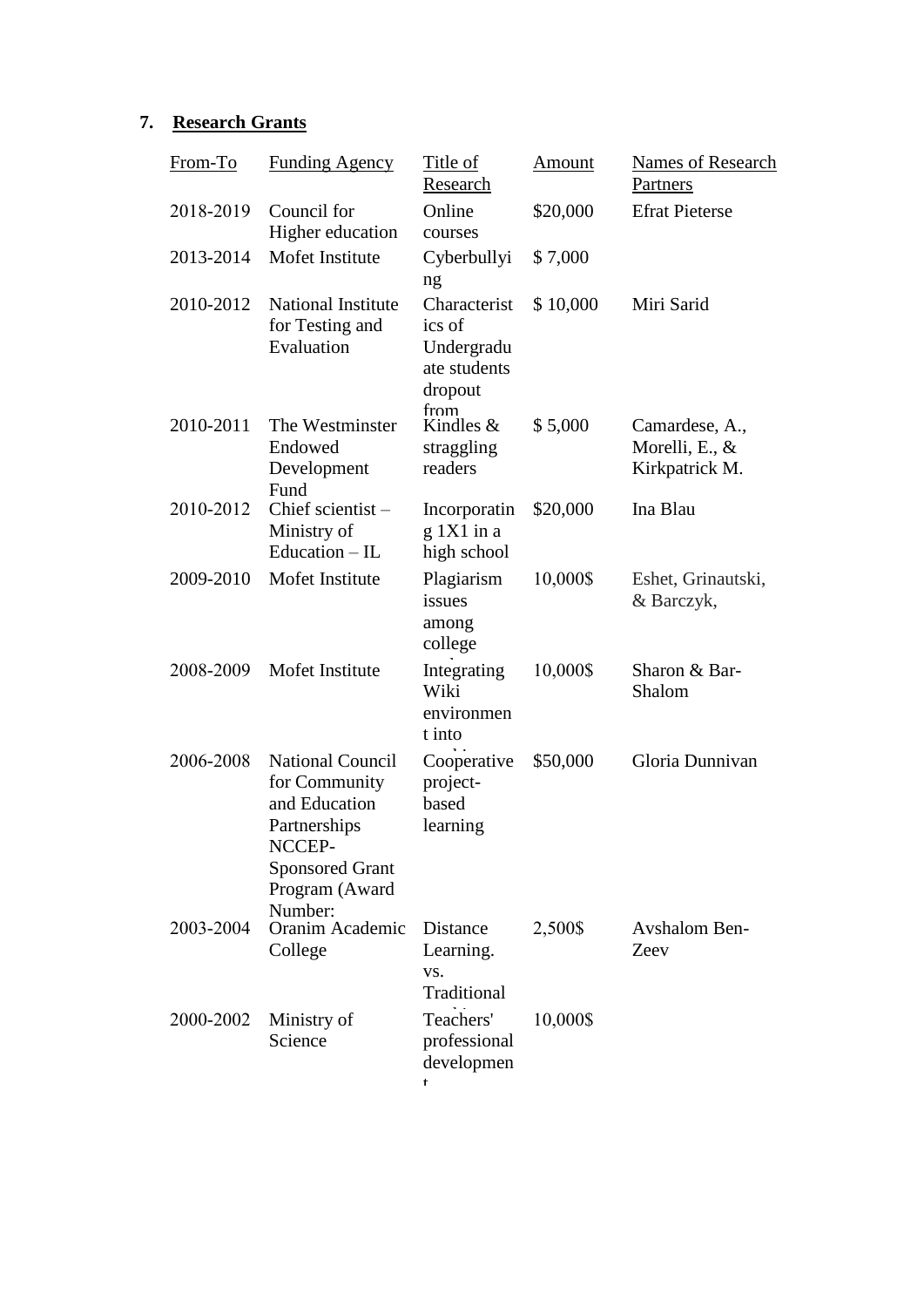## 7. Research Grants

| From-To | Funding Agency | Title of Research | Amount | Names of Research Partners |
|---|---|---|---|---|
| 2018-2019 | Council for Higher education | Online courses | $20,000 | Efrat Pieterse |
| 2013-2014 | Mofet Institute | Cyberbullying | $ 7,000 | |
| 2010-2012 | National Institute for Testing and Evaluation | Characteristics of Undergraduate students dropout from | $ 10,000 | Miri Sarid |
| 2010-2011 | The Westminster Endowed Development Fund | Kindles & straggling readers | $ 5,000 | Camardese, A., Morelli, E., & Kirkpatrick M. |
| 2010-2012 | Chief scientist – Ministry of Education – IL | Incorporating 1X1 in a high school | $20,000 | Ina Blau |
| 2009-2010 | Mofet Institute | Plagiarism issues among college | 10,000$ | Eshet, Grinautski, & Barczyk, |
| 2008-2009 | Mofet Institute | Integrating Wiki environment into | 10,000$ | Sharon & Bar-Shalom |
| 2006-2008 | National Council for Community and Education Partnerships NCCEP-Sponsored Grant Program (Award Number: | Cooperative project-based learning | $50,000 | Gloria Dunnivan |
| 2003-2004 | Oranim Academic College | Distance Learning. vs. Traditional | 2,500$ | Avshalom Ben-Zeev |
| 2000-2002 | Ministry of Science | Teachers' professional development | 10,000$ | |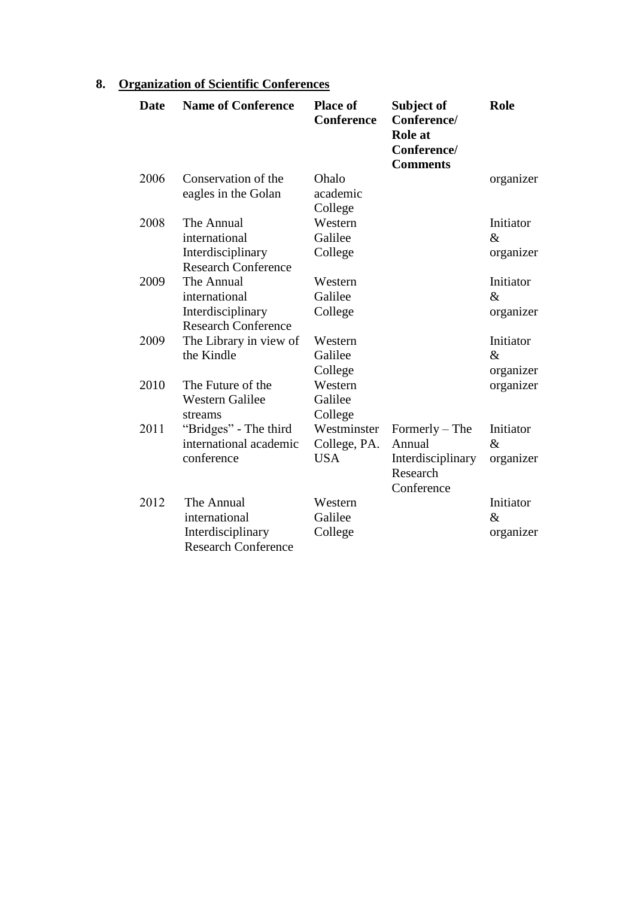## 8. Organization of Scientific Conferences

| Date | Name of Conference | Place of Conference | Subject of Conference/ Role at Conference/ Comments | Role |
|---|---|---|---|---|
| 2006 | Conservation of the eagles in the Golan | Ohalo academic College | | organizer |
| 2008 | The Annual international Interdisciplinary Research Conference | Western Galilee College | | Initiator & organizer |
| 2009 | The Annual international Interdisciplinary Research Conference | Western Galilee College | | Initiator & organizer |
| 2009 | The Library in view of the Kindle | Western Galilee College | | Initiator & organizer |
| 2010 | The Future of the Western Galilee streams | Western Galilee College | | organizer |
| 2011 | "Bridges" - The third international academic conference | Westminster College, PA. USA | Formerly – The Annual Interdisciplinary Research Conference | Initiator & organizer |
| 2012 | The Annual international Interdisciplinary Research Conference | Western Galilee College | | Initiator & organizer |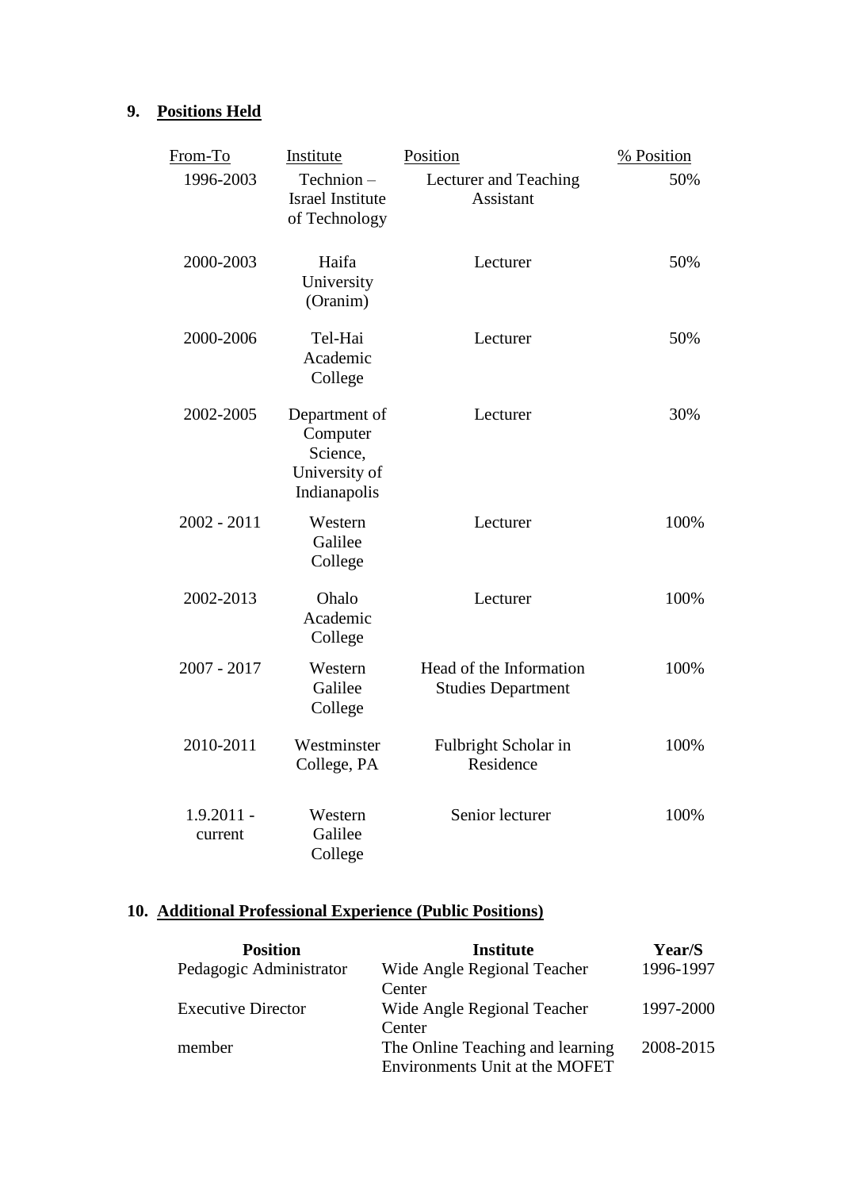## 9. Positions Held

| From-To | Institute | Position | % Position |
|---|---|---|---|
| 1996-2003 | Technion – Israel Institute of Technology | Lecturer and Teaching Assistant | 50% |
| 2000-2003 | Haifa University (Oranim) | Lecturer | 50% |
| 2000-2006 | Tel-Hai Academic College | Lecturer | 50% |
| 2002-2005 | Department of Computer Science, University of Indianapolis | Lecturer | 30% |
| 2002 - 2011 | Western Galilee College | Lecturer | 100% |
| 2002-2013 | Ohalo Academic College | Lecturer | 100% |
| 2007 - 2017 | Western Galilee College | Head of the Information Studies Department | 100% |
| 2010-2011 | Westminster College, PA | Fulbright Scholar in Residence | 100% |
| 1.9.2011 - current | Western Galilee College | Senior lecturer | 100% |

## 10. Additional Professional Experience (Public Positions)

| Position | Institute | Year/S |
|---|---|---|
| Pedagogic Administrator | Wide Angle Regional Teacher Center | 1996-1997 |
| Executive Director | Wide Angle Regional Teacher Center | 1997-2000 |
| member | The Online Teaching and learning Environments Unit at the MOFET | 2008-2015 |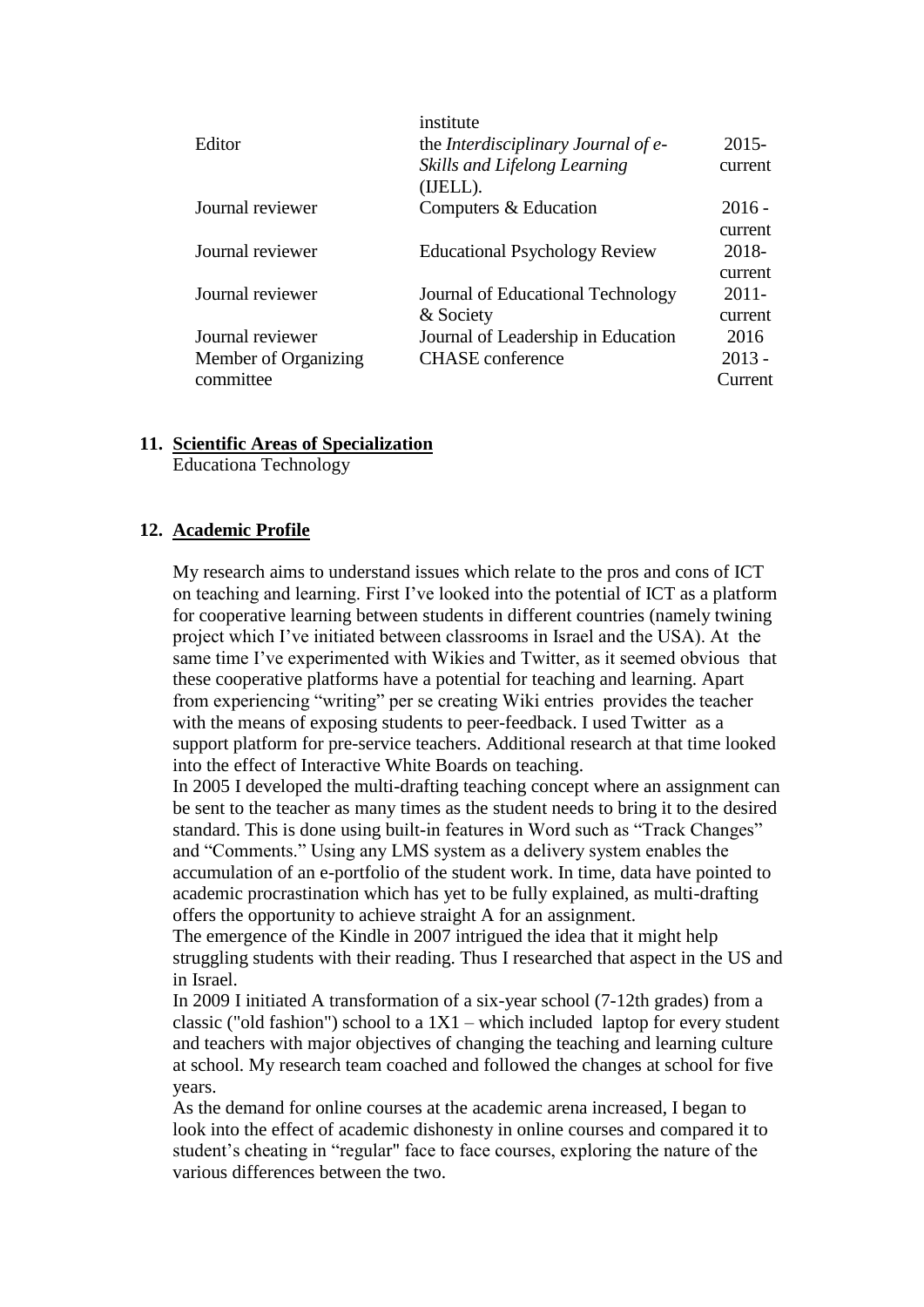| | | |
|---|---|---|
| | institute | |
| Editor | the *Interdisciplinary Journal of e-Skills and Lifelong Learning* (IJELL). | 2015-current |
| Journal reviewer | Computers & Education | 2016 - current |
| Journal reviewer | Educational Psychology Review | 2018-current |
| Journal reviewer | Journal of Educational Technology & Society | 2011-current |
| Journal reviewer | Journal of Leadership in Education | 2016 |
| Member of Organizing committee | CHASE conference | 2013 - Current |

## 11. Scientific Areas of Specialization

Educationa Technology

## 12. Academic Profile

My research aims to understand issues which relate to the pros and cons of ICT on teaching and learning. First I've looked into the potential of ICT as a platform for cooperative learning between students in different countries (namely twining project which I've initiated between classrooms in Israel and the USA). At the same time I've experimented with Wikies and Twitter, as it seemed obvious that these cooperative platforms have a potential for teaching and learning. Apart from experiencing "writing" per se creating Wiki entries provides the teacher with the means of exposing students to peer-feedback. I used Twitter as a support platform for pre-service teachers. Additional research at that time looked into the effect of Interactive White Boards on teaching.

In 2005 I developed the multi-drafting teaching concept where an assignment can be sent to the teacher as many times as the student needs to bring it to the desired standard. This is done using built-in features in Word such as "Track Changes" and "Comments." Using any LMS system as a delivery system enables the accumulation of an e-portfolio of the student work. In time, data have pointed to academic procrastination which has yet to be fully explained, as multi-drafting offers the opportunity to achieve straight A for an assignment.

The emergence of the Kindle in 2007 intrigued the idea that it might help struggling students with their reading. Thus I researched that aspect in the US and in Israel.

In 2009 I initiated A transformation of a six-year school (7-12th grades) from a classic ("old fashion") school to a 1X1 – which included laptop for every student and teachers with major objectives of changing the teaching and learning culture at school. My research team coached and followed the changes at school for five years.

As the demand for online courses at the academic arena increased, I began to look into the effect of academic dishonesty in online courses and compared it to student's cheating in "regular" face to face courses, exploring the nature of the various differences between the two.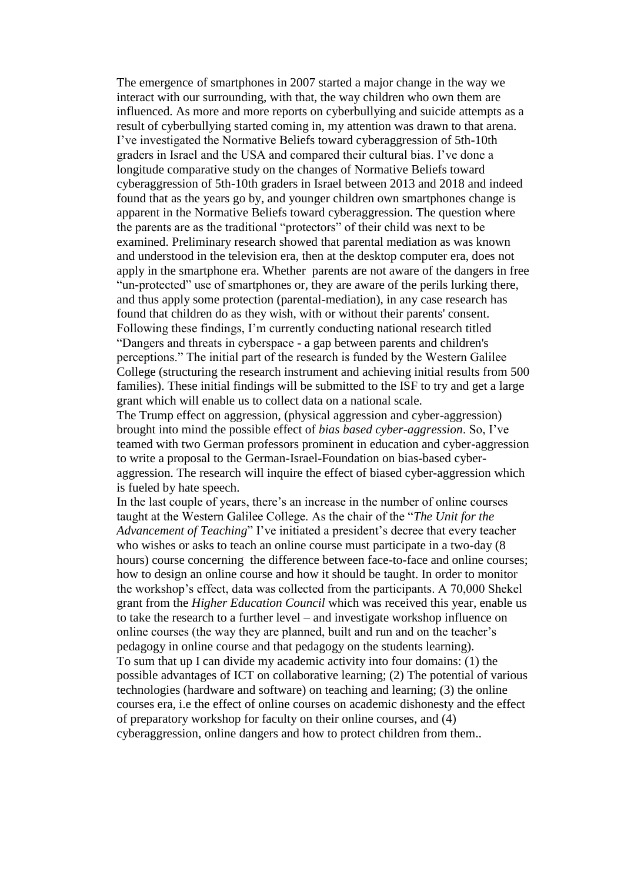The emergence of smartphones in 2007 started a major change in the way we interact with our surrounding, with that, the way children who own them are influenced. As more and more reports on cyberbullying and suicide attempts as a result of cyberbullying started coming in, my attention was drawn to that arena. I've investigated the Normative Beliefs toward cyberaggression of 5th-10th graders in Israel and the USA and compared their cultural bias. I've done a longitude comparative study on the changes of Normative Beliefs toward cyberaggression of 5th-10th graders in Israel between 2013 and 2018 and indeed found that as the years go by, and younger children own smartphones change is apparent in the Normative Beliefs toward cyberaggression. The question where the parents are as the traditional "protectors" of their child was next to be examined. Preliminary research showed that parental mediation as was known and understood in the television era, then at the desktop computer era, does not apply in the smartphone era. Whether parents are not aware of the dangers in free "un-protected" use of smartphones or, they are aware of the perils lurking there, and thus apply some protection (parental-mediation), in any case research has found that children do as they wish, with or without their parents' consent. Following these findings, I'm currently conducting national research titled "Dangers and threats in cyberspace - a gap between parents and children's perceptions." The initial part of the research is funded by the Western Galilee College (structuring the research instrument and achieving initial results from 500 families). These initial findings will be submitted to the ISF to try and get a large grant which will enable us to collect data on a national scale.
The Trump effect on aggression, (physical aggression and cyber-aggression) brought into mind the possible effect of *bias based cyber-aggression*. So, I've teamed with two German professors prominent in education and cyber-aggression to write a proposal to the German-Israel-Foundation on bias-based cyber-aggression. The research will inquire the effect of biased cyber-aggression which is fueled by hate speech.
In the last couple of years, there's an increase in the number of online courses taught at the Western Galilee College. As the chair of the "*The Unit for the Advancement of Teaching*" I've initiated a president's decree that every teacher who wishes or asks to teach an online course must participate in a two-day (8 hours) course concerning the difference between face-to-face and online courses; how to design an online course and how it should be taught. In order to monitor the workshop's effect, data was collected from the participants. A 70,000 Shekel grant from the *Higher Education Council* which was received this year, enable us to take the research to a further level – and investigate workshop influence on online courses (the way they are planned, built and run and on the teacher's pedagogy in online course and that pedagogy on the students learning).
To sum that up I can divide my academic activity into four domains: (1) the possible advantages of ICT on collaborative learning; (2) The potential of various technologies (hardware and software) on teaching and learning; (3) the online courses era, i.e the effect of online courses on academic dishonesty and the effect of preparatory workshop for faculty on their online courses, and (4) cyberaggression, online dangers and how to protect children from them..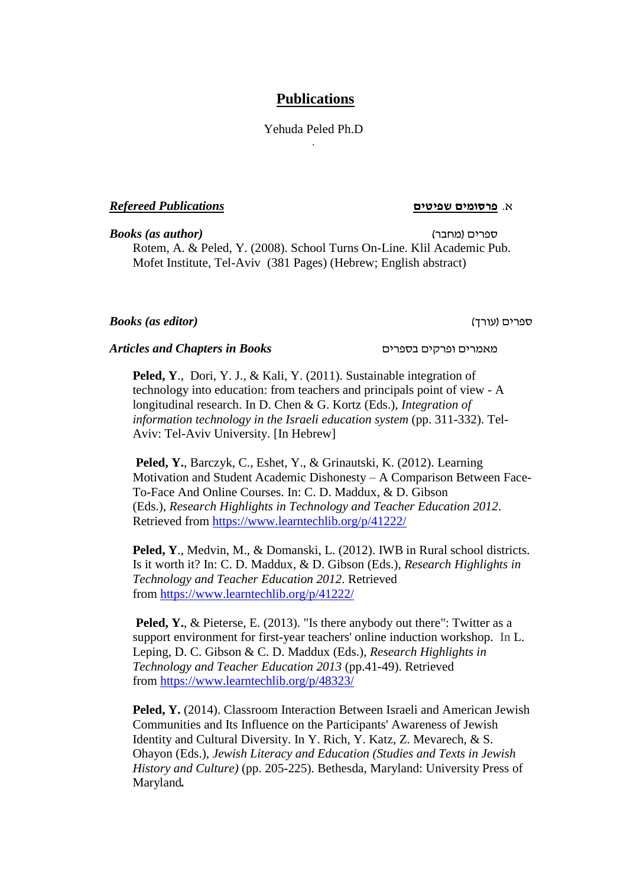# **Publications**

Yehuda Peled Ph.D

.

***Refereed Publications*** — א. **פרסומים שפיטים**

***Books (as author)*** — ספרים (מחבר)

Rotem, A. & Peled, Y. (2008). School Turns On-Line. Klil Academic Pub. Mofet Institute, Tel-Aviv (381 Pages) (Hebrew; English abstract)

***Books (as editor)*** — ספרים (עורך)

***Articles and Chapters in Books*** — מאמרים ופרקים בספרים

**Peled, Y**., Dori, Y. J., & Kali, Y. (2011). Sustainable integration of technology into education: from teachers and principals point of view - A longitudinal research. In D. Chen & G. Kortz (Eds.), *Integration of information technology in the Israeli education system* (pp. 311-332). Tel-Aviv: Tel-Aviv University. [In Hebrew]

**Peled, Y.**, Barczyk, C., Eshet, Y., & Grinautski, K. (2012). Learning Motivation and Student Academic Dishonesty – A Comparison Between Face-To-Face And Online Courses. In: C. D. Maddux, & D. Gibson (Eds.), *Research Highlights in Technology and Teacher Education 2012*. Retrieved from https://www.learntechlib.org/p/41222/

**Peled, Y**., Medvin, M., & Domanski, L. (2012). IWB in Rural school districts. Is it worth it? In: C. D. Maddux, & D. Gibson (Eds.), *Research Highlights in Technology and Teacher Education 2012*. Retrieved from https://www.learntechlib.org/p/41222/

**Peled, Y.**, & Pieterse, E. (2013). "Is there anybody out there": Twitter as a support environment for first-year teachers' online induction workshop. In L. Leping, D. C. Gibson & C. D. Maddux (Eds.), *Research Highlights in Technology and Teacher Education 2013* (pp.41-49). Retrieved from https://www.learntechlib.org/p/48323/

**Peled, Y.** (2014). Classroom Interaction Between Israeli and American Jewish Communities and Its Influence on the Participants' Awareness of Jewish Identity and Cultural Diversity. In Y. Rich, Y. Katz, Z. Mevarech, & S. Ohayon (Eds.), *Jewish Literacy and Education (Studies and Texts in Jewish History and Culture)* (pp. 205-225). Bethesda, Maryland: University Press of Maryland*.*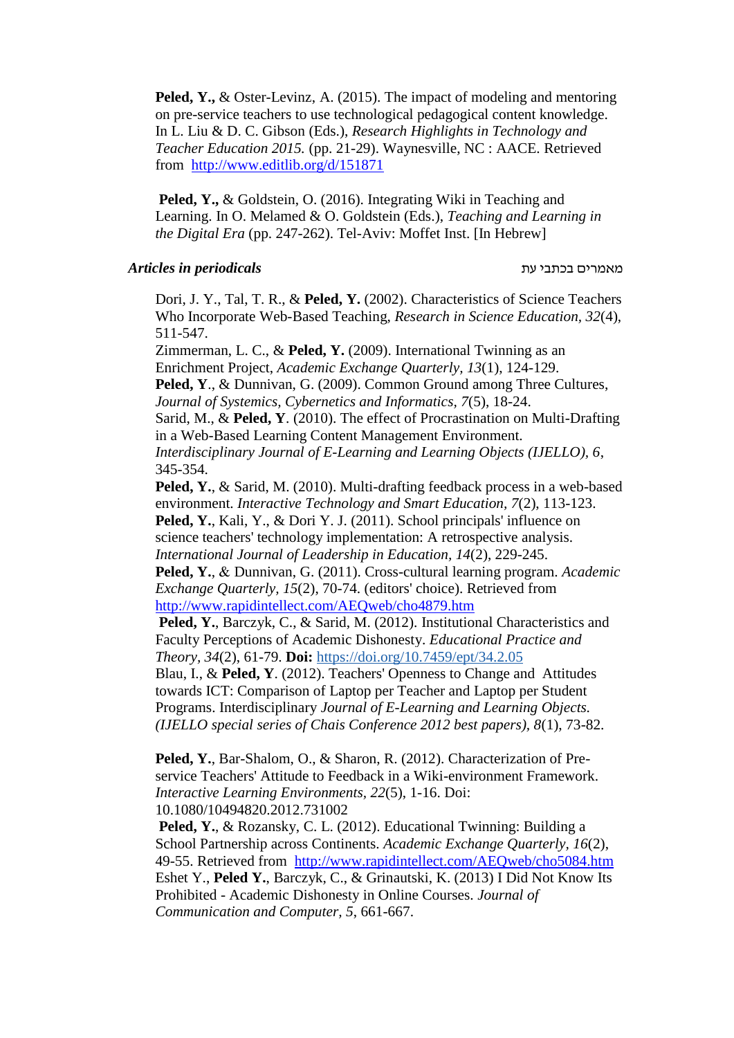**Peled, Y.,** & Oster-Levinz, A. (2015). The impact of modeling and mentoring on pre-service teachers to use technological pedagogical content knowledge. In L. Liu & D. C. Gibson (Eds.), *Research Highlights in Technology and Teacher Education 2015.* (pp. 21-29). Waynesville, NC : AACE. Retrieved from http://www.editlib.org/d/151871

**Peled, Y.,** & Goldstein, O. (2016). Integrating Wiki in Teaching and Learning. In O. Melamed & O. Goldstein (Eds.), *Teaching and Learning in the Digital Era* (pp. 247-262). Tel-Aviv: Moffet Inst. [In Hebrew]

### *Articles in periodicals* מאמרים בכתבי עת

Dori, J. Y., Tal, T. R., & **Peled, Y.** (2002). Characteristics of Science Teachers Who Incorporate Web-Based Teaching, *Research in Science Education*, *32*(4), 511-547.

Zimmerman, L. C., & **Peled, Y.** (2009). International Twinning as an Enrichment Project, *Academic Exchange Quarterly*, *13*(1), 124-129.

**Peled, Y**., & Dunnivan, G. (2009). Common Ground among Three Cultures, *Journal of Systemics, Cybernetics and Informatics*, *7*(5), 18-24.

Sarid, M., & **Peled, Y**. (2010). The effect of Procrastination on Multi-Drafting in a Web-Based Learning Content Management Environment. *Interdisciplinary Journal of E-Learning and Learning Objects (IJELLO)*, *6*, 345-354.

**Peled, Y.**, & Sarid, M. (2010). Multi-drafting feedback process in a web-based environment. *Interactive Technology and Smart Education, 7*(2), 113-123.

**Peled, Y.**, Kali, Y., & Dori Y. J. (2011). School principals' influence on science teachers' technology implementation: A retrospective analysis. *International Journal of Leadership in Education*, *14*(2), 229-245.

**Peled, Y.**, & Dunnivan, G. (2011). Cross-cultural learning program. *Academic Exchange Quarterly*, *15*(2), 70-74. (editors' choice). Retrieved from http://www.rapidintellect.com/AEQweb/cho4879.htm

**Peled, Y.**, Barczyk, C., & Sarid, M. (2012). Institutional Characteristics and Faculty Perceptions of Academic Dishonesty. *Educational Practice and Theory*, *34*(2), 61-79. **Doi:** https://doi.org/10.7459/ept/34.2.05

Blau, I., & **Peled, Y**. (2012). Teachers' Openness to Change and Attitudes towards ICT: Comparison of Laptop per Teacher and Laptop per Student Programs. Interdisciplinary *Journal of E-Learning and Learning Objects. (IJELLO special series of Chais Conference 2012 best papers)*, *8*(1), 73-82.

**Peled, Y.**, Bar-Shalom, O., & Sharon, R. (2012). Characterization of Pre-service Teachers' Attitude to Feedback in a Wiki-environment Framework. *Interactive Learning Environments*, *22*(5), 1-16. Doi: 10.1080/10494820.2012.731002

**Peled, Y.**, & Rozansky, C. L. (2012). Educational Twinning: Building a School Partnership across Continents. *Academic Exchange Quarterly, 16*(2), 49-55. Retrieved from http://www.rapidintellect.com/AEQweb/cho5084.htm

Eshet Y., **Peled Y.**, Barczyk, C., & Grinautski, K. (2013) I Did Not Know Its Prohibited - Academic Dishonesty in Online Courses. *Journal of Communication and Computer, 5*, 661-667.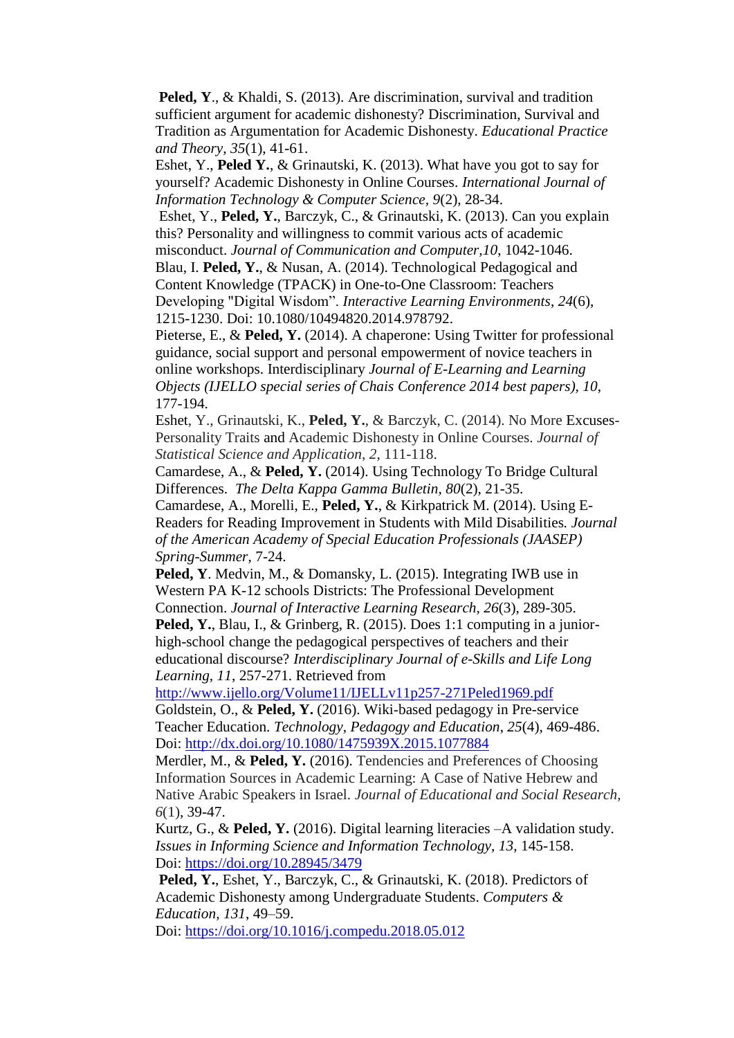**Peled, Y**., & Khaldi, S. (2013). Are discrimination, survival and tradition sufficient argument for academic dishonesty? Discrimination, Survival and Tradition as Argumentation for Academic Dishonesty. *Educational Practice and Theory*, *35*(1), 41-61.

Eshet, Y., **Peled Y.**, & Grinautski, K. (2013). What have you got to say for yourself? Academic Dishonesty in Online Courses. *International Journal of Information Technology & Computer Science*, *9*(2), 28-34.

Eshet, Y., **Peled, Y.**, Barczyk, C., & Grinautski, K. (2013). Can you explain this? Personality and willingness to commit various acts of academic misconduct. *Journal of Communication and Computer,10*, 1042-1046.

Blau, I. **Peled, Y.**, & Nusan, A. (2014). Technological Pedagogical and Content Knowledge (TPACK) in One-to-One Classroom: Teachers Developing "Digital Wisdom". *Interactive Learning Environments*, *24*(6), 1215-1230. Doi: 10.1080/10494820.2014.978792.

Pieterse, E., & **Peled, Y.** (2014). A chaperone: Using Twitter for professional guidance, social support and personal empowerment of novice teachers in online workshops. Interdisciplinary *Journal of E-Learning and Learning Objects (IJELLO special series of Chais Conference 2014 best papers), 10*, 177-194.

Eshet, Y., Grinautski, K., **Peled, Y.**, & Barczyk, C. (2014). No More Excuses-Personality Traits and Academic Dishonesty in Online Courses. *Journal of Statistical Science and Application, 2*, 111-118.

Camardese, A., & **Peled, Y.** (2014). Using Technology To Bridge Cultural Differences. *The Delta Kappa Gamma Bulletin*, *80*(2), 21-35.

Camardese, A., Morelli, E., **Peled, Y.**, & Kirkpatrick M. (2014). Using E-Readers for Reading Improvement in Students with Mild Disabilities*. Journal of the American Academy of Special Education Professionals (JAASEP) Spring-Summer*, 7-24.

**Peled, Y**. Medvin, M., & Domansky, L. (2015). Integrating IWB use in Western PA K-12 schools Districts: The Professional Development Connection. *Journal of Interactive Learning Research, 26*(3), 289-305.

**Peled, Y.**, Blau, I., & Grinberg, R. (2015). Does 1:1 computing in a junior-high-school change the pedagogical perspectives of teachers and their educational discourse? *Interdisciplinary Journal of e-Skills and Life Long Learning*, *11*, 257-271. Retrieved from http://www.ijello.org/Volume11/IJELLv11p257-271Peled1969.pdf

Goldstein, O., & **Peled, Y.** (2016). Wiki-based pedagogy in Pre-service Teacher Education. *Technology, Pedagogy and Education*, *25*(4), 469-486. Doi: http://dx.doi.org/10.1080/1475939X.2015.1077884

Merdler, M., & **Peled, Y.** (2016). Tendencies and Preferences of Choosing Information Sources in Academic Learning: A Case of Native Hebrew and Native Arabic Speakers in Israel. *Journal of Educational and Social Research, 6*(1), 39-47.

Kurtz, G., & **Peled, Y.** (2016). Digital learning literacies –A validation study. *Issues in Informing Science and Information Technology, 13*, 145-158. Doi: https://doi.org/10.28945/3479

**Peled, Y.**, Eshet, Y., Barczyk, C., & Grinautski, K. (2018). Predictors of Academic Dishonesty among Undergraduate Students. *Computers & Education, 131*, 49–59. Doi: https://doi.org/10.1016/j.compedu.2018.05.012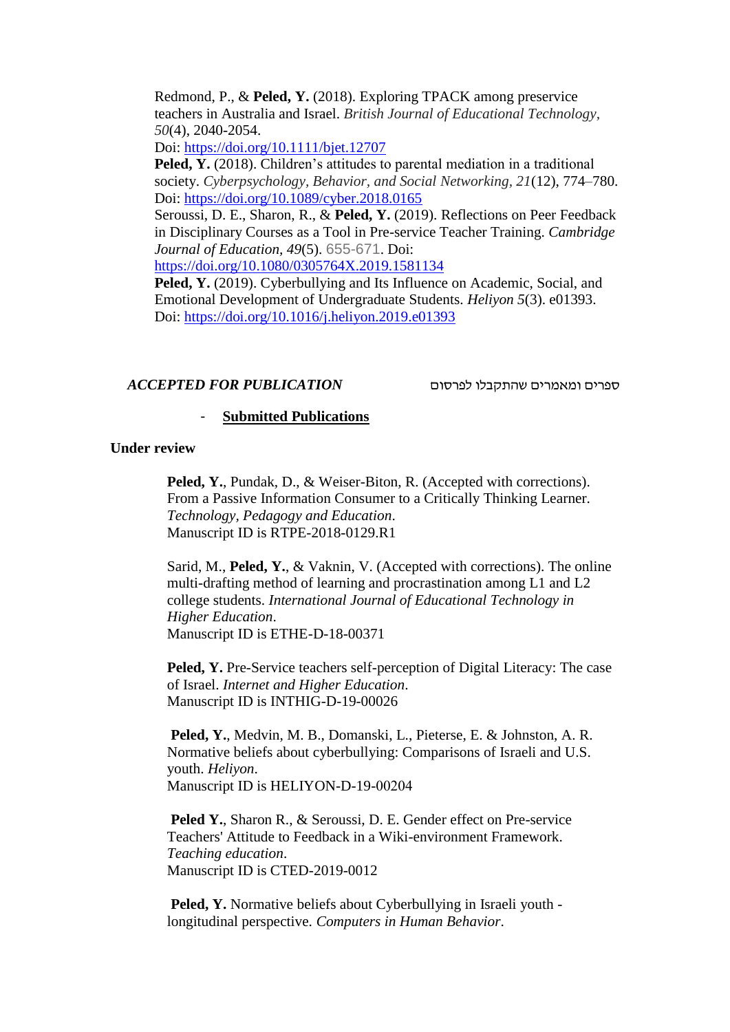Redmond, P., & **Peled, Y.** (2018). Exploring TPACK among preservice teachers in Australia and Israel. *British Journal of Educational Technology, 50*(4), 2040-2054.
Doi: https://doi.org/10.1111/bjet.12707

**Peled, Y.** (2018). Children's attitudes to parental mediation in a traditional society. *Cyberpsychology, Behavior, and Social Networking, 21*(12), 774–780. Doi: https://doi.org/10.1089/cyber.2018.0165

Seroussi, D. E., Sharon, R., & **Peled, Y.** (2019). Reflections on Peer Feedback in Disciplinary Courses as a Tool in Pre-service Teacher Training. *Cambridge Journal of Education, 49*(5). 655-671. Doi: https://doi.org/10.1080/0305764X.2019.1581134

**Peled, Y.** (2019). Cyberbullying and Its Influence on Academic, Social, and Emotional Development of Undergraduate Students. *Heliyon 5*(3). e01393. Doi: https://doi.org/10.1016/j.heliyon.2019.e01393

***ACCEPTED FOR PUBLICATION*** ספרים ומאמרים שהתקבלו לפרסום

- **Submitted Publications**

**Under review**

**Peled, Y.**, Pundak, D., & Weiser-Biton, R. (Accepted with corrections). From a Passive Information Consumer to a Critically Thinking Learner. *Technology, Pedagogy and Education*.
Manuscript ID is RTPE-2018-0129.R1

Sarid, M., **Peled, Y.**, & Vaknin, V. (Accepted with corrections). The online multi-drafting method of learning and procrastination among L1 and L2 college students. *International Journal of Educational Technology in Higher Education*.
Manuscript ID is ETHE-D-18-00371

**Peled, Y.** Pre-Service teachers self-perception of Digital Literacy: The case of Israel. *Internet and Higher Education*.
Manuscript ID is INTHIG-D-19-00026

**Peled, Y.**, Medvin, M. B., Domanski, L., Pieterse, E. & Johnston, A. R. Normative beliefs about cyberbullying: Comparisons of Israeli and U.S. youth. *Heliyon*.
Manuscript ID is HELIYON-D-19-00204

**Peled Y.**, Sharon R., & Seroussi, D. E. Gender effect on Pre-service Teachers' Attitude to Feedback in a Wiki-environment Framework. *Teaching education*.
Manuscript ID is CTED-2019-0012

**Peled, Y.** Normative beliefs about Cyberbullying in Israeli youth - longitudinal perspective. *Computers in Human Behavior*.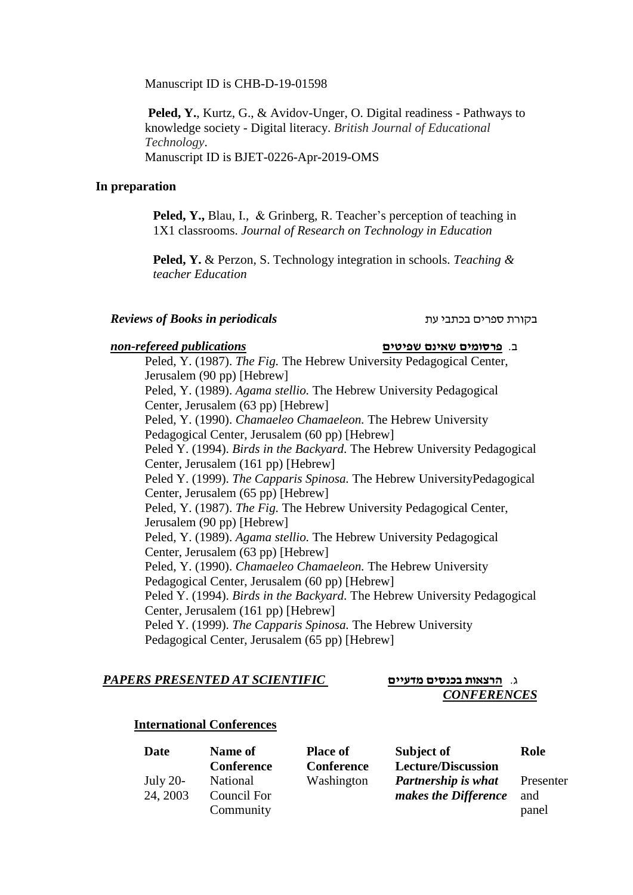Manuscript ID is CHB-D-19-01598

**Peled, Y.**, Kurtz, G., & Avidov-Unger, O. Digital readiness - Pathways to knowledge society - Digital literacy. *British Journal of Educational Technology*.
Manuscript ID is BJET-0226-Apr-2019-OMS

**In preparation**

**Peled, Y.,** Blau, I., & Grinberg, R. Teacher's perception of teaching in 1X1 classrooms. *Journal of Research on Technology in Education*

**Peled, Y.** & Perzon, S. Technology integration in schools. *Teaching & teacher Education*

***Reviews of Books in periodicals*** בקורת ספרים בכתבי עת

***non-refereed publications*** ב. **פרסומים שאינם שפיטים**

Peled, Y. (1987). *The Fig.* The Hebrew University Pedagogical Center, Jerusalem (90 pp) [Hebrew]
Peled, Y. (1989). *Agama stellio.* The Hebrew University Pedagogical Center, Jerusalem (63 pp) [Hebrew]
Peled, Y. (1990). *Chamaeleo Chamaeleon.* The Hebrew University Pedagogical Center, Jerusalem (60 pp) [Hebrew]
Peled Y. (1994). *Birds in the Backyard*. The Hebrew University Pedagogical Center, Jerusalem (161 pp) [Hebrew]
Peled Y. (1999). *The Capparis Spinosa.* The Hebrew UniversityPedagogical Center, Jerusalem (65 pp) [Hebrew]
Peled, Y. (1987). *The Fig.* The Hebrew University Pedagogical Center, Jerusalem (90 pp) [Hebrew]
Peled, Y. (1989). *Agama stellio.* The Hebrew University Pedagogical Center, Jerusalem (63 pp) [Hebrew]
Peled, Y. (1990). *Chamaeleo Chamaeleon.* The Hebrew University Pedagogical Center, Jerusalem (60 pp) [Hebrew]
Peled Y. (1994). *Birds in the Backyard*. The Hebrew University Pedagogical Center, Jerusalem (161 pp) [Hebrew]
Peled Y. (1999). *The Capparis Spinosa.* The Hebrew University Pedagogical Center, Jerusalem (65 pp) [Hebrew]

***PAPERS PRESENTED AT SCIENTIFIC CONFERENCES*** ג. **הרצאות בכנסים מדעיים**

**International Conferences**

| Date | Name of Conference | Place of Conference | Subject of Lecture/Discussion | Role |
|---|---|---|---|---|
| July 20-24, 2003 | National Council For Community | Washington | ***Partnership is what makes the Difference*** | Presenter and panel |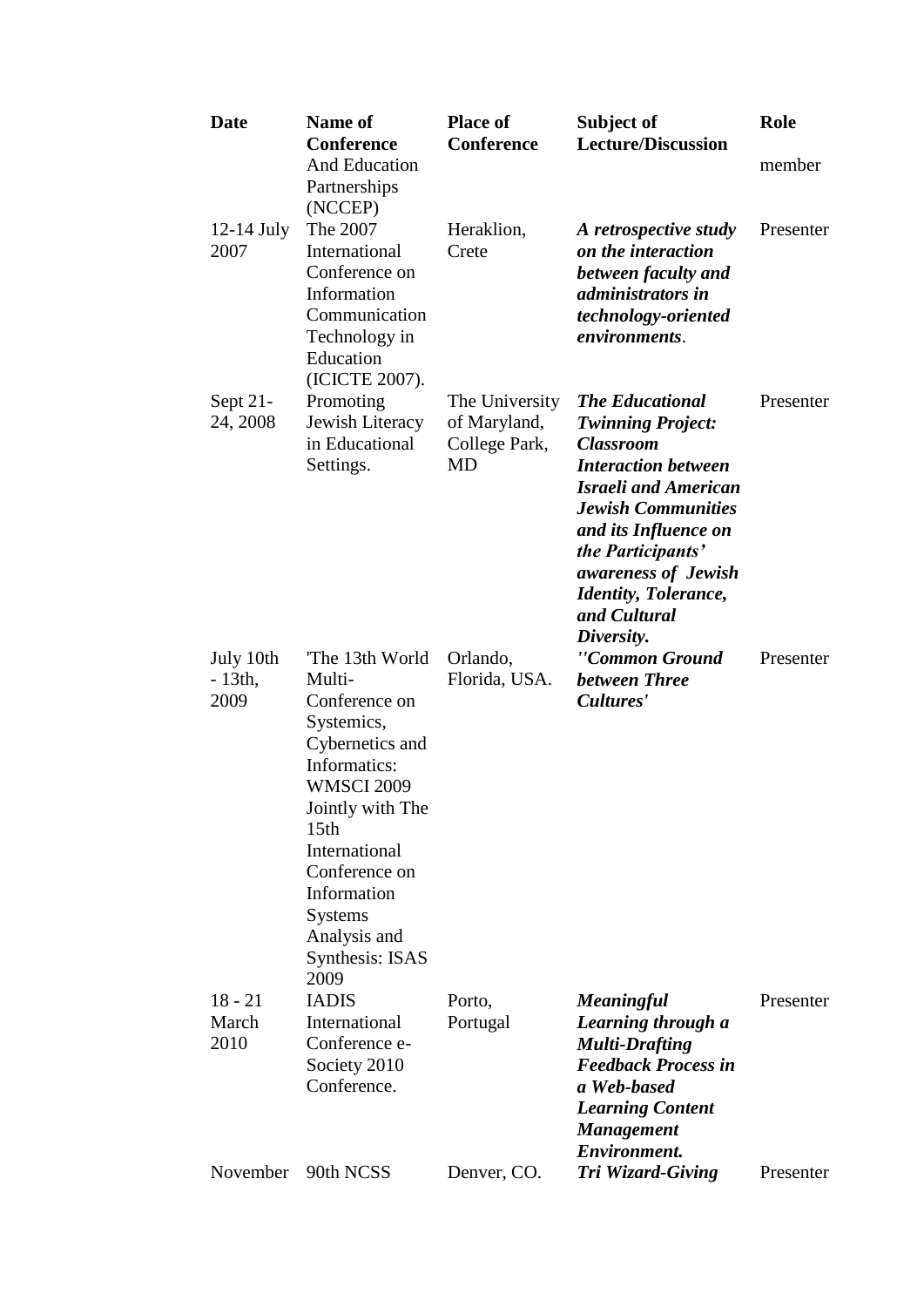| Date | Name of Conference | Place of Conference | Subject of Lecture/Discussion | Role |
|---|---|---|---|---|
| | And Education Partnerships (NCCEP) | | | member |
| 12-14 July 2007 | The 2007 International Conference on Information Communication Technology in Education (ICICTE 2007). | Heraklion, Crete | ***A retrospective study on the interaction between faculty and administrators in technology-oriented environments***. | Presenter |
| Sept 21-24, 2008 | Promoting Jewish Literacy in Educational Settings. | The University of Maryland, College Park, MD | ***The Educational Twinning Project: Classroom Interaction between Israeli and American Jewish Communities and its Influence on the Participants' awareness of Jewish Identity, Tolerance, and Cultural Diversity.*** | Presenter |
| July 10th - 13th, 2009 | 'The 13th World Multi-Conference on Systemics, Cybernetics and Informatics: WMSCI 2009 Jointly with The 15th International Conference on Information Systems Analysis and Synthesis: ISAS 2009 | Orlando, Florida, USA. | ***''Common Ground between Three Cultures'*** | Presenter |
| 18 - 21 March 2010 | IADIS International Conference e-Society 2010 Conference. | Porto, Portugal | ***Meaningful Learning through a Multi-Drafting Feedback Process in a Web-based Learning Content Management Environment.*** | Presenter |
| November | 90th NCSS | Denver, CO. | ***Tri Wizard-Giving*** | Presenter |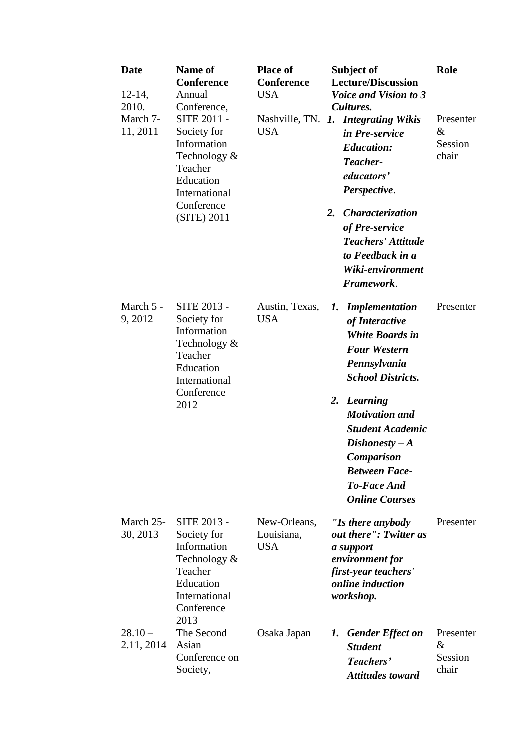| Date | Name of Conference | Place of Conference | Subject of Lecture/Discussion | Role |
|---|---|---|---|---|
| 12-14, 2010. | Annual Conference, | USA | ***Voice and Vision to 3 Cultures.*** | |
| March 7-11, 2011 | SITE 2011 - Society for Information Technology & Teacher Education International Conference (SITE) 2011 | Nashville, TN. USA | ***1. Integrating Wikis in Pre-service Education: Teacher-educators' Perspective*.** <br> ***2. Characterization of Pre-service Teachers' Attitude to Feedback in a Wiki-environment Framework*.** | Presenter & Session chair |
| March 5 - 9, 2012 | SITE 2013 - Society for Information Technology & Teacher Education International Conference 2012 | Austin, Texas, USA | ***1. Implementation of Interactive White Boards in Four Western Pennsylvania School Districts.*** <br> ***2. Learning Motivation and Student Academic Dishonesty – A Comparison Between Face-To-Face And Online Courses*** | Presenter |
| March 25-30, 2013 | SITE 2013 - Society for Information Technology & Teacher Education International Conference 2013 | New-Orleans, Louisiana, USA | ***"Is there anybody out there": Twitter as a support environment for first-year teachers' online induction workshop.*** | Presenter |
| 28.10 – 2.11, 2014 | The Second Asian Conference on Society, | Osaka Japan | ***1. Gender Effect on Student Teachers' Attitudes toward*** | Presenter & Session chair |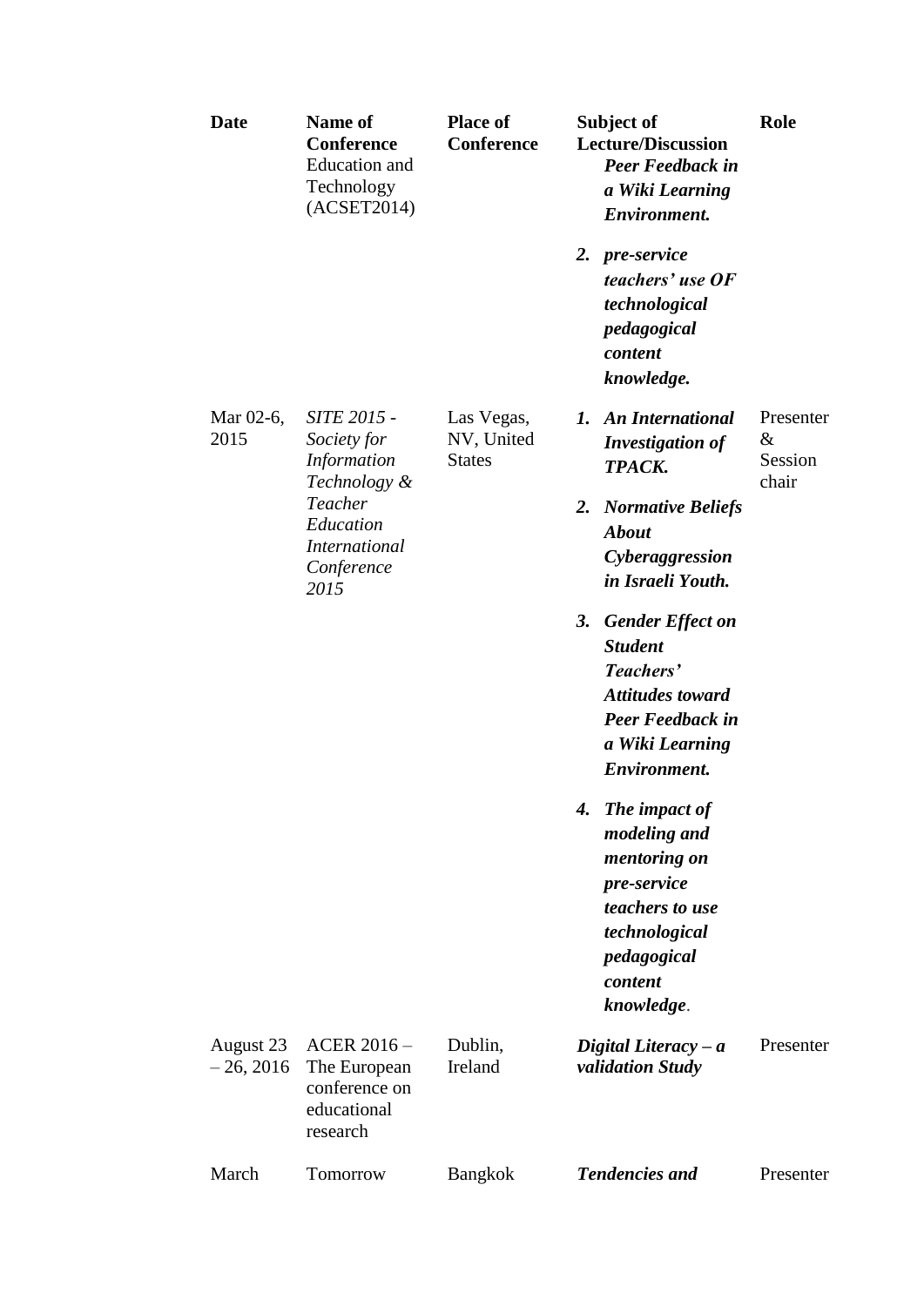| Date | Name of Conference | Place of Conference | Subject of Lecture/Discussion | Role |
|---|---|---|---|---|
| | Education and Technology (ACSET2014) | | ***Peer Feedback in a Wiki Learning Environment.*** <br> ***2. pre-service teachers' use OF technological pedagogical content knowledge.*** | |
| Mar 02-6, 2015 | *SITE 2015 - Society for Information Technology & Teacher Education International Conference 2015* | Las Vegas, NV, United States | ***1. An International Investigation of TPACK.*** <br> ***2. Normative Beliefs About Cyberaggression in Israeli Youth.*** <br> ***3. Gender Effect on Student Teachers' Attitudes toward Peer Feedback in a Wiki Learning Environment.*** <br> ***4. The impact of modeling and mentoring on pre-service teachers to use technological pedagogical content knowledge.*** | Presenter & Session chair |
| August 23 – 26, 2016 | ACER 2016 – The European conference on educational research | Dublin, Ireland | ***Digital Literacy – a validation Study*** | Presenter |
| March | Tomorrow | Bangkok | ***Tendencies and*** | Presenter |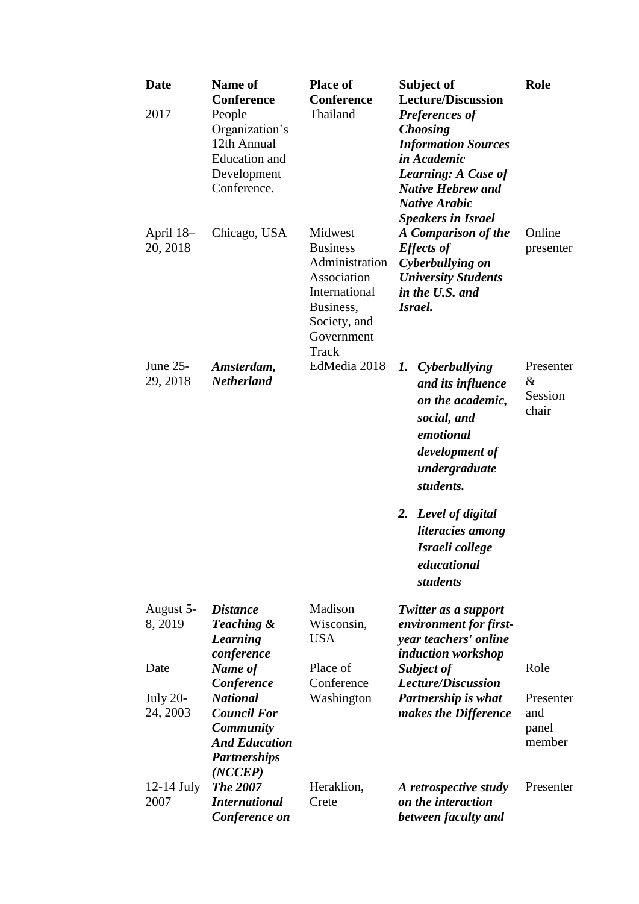| Date | Name of Conference | Place of Conference | Subject of Lecture/Discussion | Role |
|---|---|---|---|---|
| 2017 | People Organization's 12th Annual Education and Development Conference. | Thailand | ***Preferences of Choosing Information Sources in Academic Learning: A Case of Native Hebrew and Native Arabic Speakers in Israel*** | |
| April 18–20, 2018 | Chicago, USA | Midwest Business Administration Association International Business, Society, and Government Track | ***A Comparison of the Effects of Cyberbullying on University Students in the U.S. and Israel.*** | Online presenter |
| June 25-29, 2018 | ***Amsterdam, Netherland*** | EdMedia 2018 | ***1. Cyberbullying and its influence on the academic, social, and emotional development of undergraduate students.*** ***2. Level of digital literacies among Israeli college educational students*** | Presenter & Session chair |
| August 5-8, 2019 | ***Distance Teaching & Learning conference*** | Madison Wisconsin, USA | ***Twitter as a support environment for first-year teachers' online induction workshop*** | |
| Date | ***Name of Conference*** | Place of Conference | ***Subject of Lecture/Discussion*** | Role |
| July 20-24, 2003 | ***National Council For Community And Education Partnerships (NCCEP)*** | Washington | ***Partnership is what makes the Difference*** | Presenter and panel member |
| 12-14 July 2007 | ***The 2007 International Conference on*** | Heraklion, Crete | ***A retrospective study on the interaction between faculty and*** | Presenter |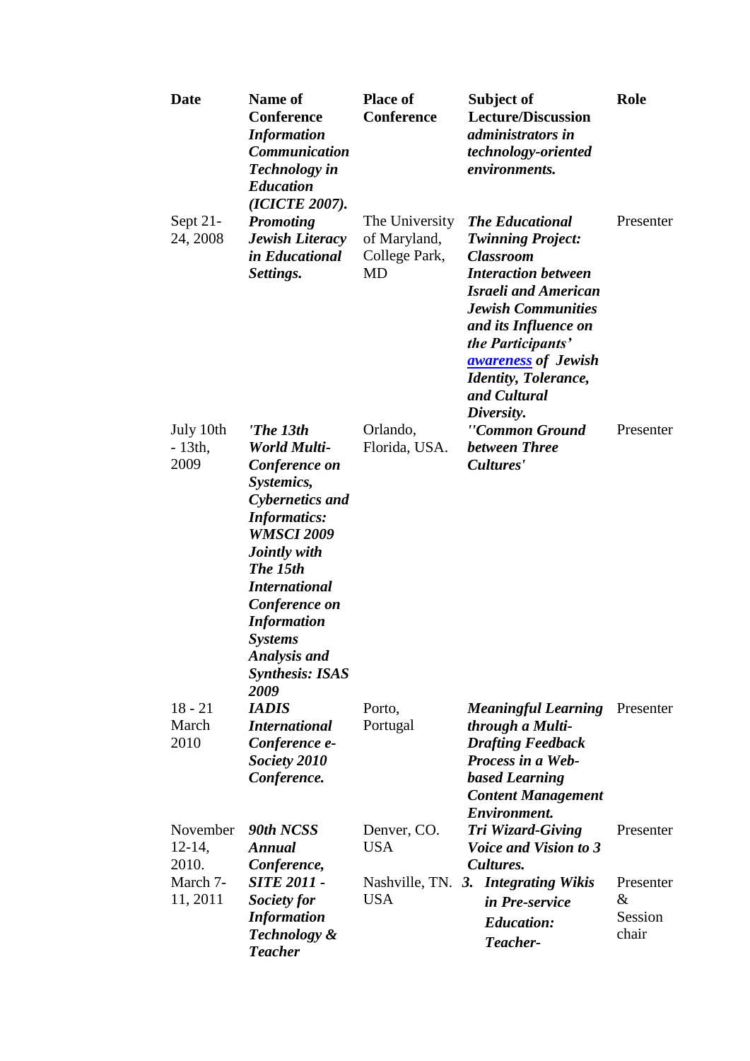| Date | Name of Conference | Place of Conference | Subject of Lecture/Discussion | Role |
|---|---|---|---|---|
| | ***Information Communication Technology in Education (ICICTE 2007).*** | | ***administrators in technology-oriented environments.*** | |
| Sept 21-24, 2008 | ***Promoting Jewish Literacy in Educational Settings.*** | The University of Maryland, College Park, MD | ***The Educational Twinning Project: Classroom Interaction between Israeli and American Jewish Communities and its Influence on the Participants' awareness of Jewish Identity, Tolerance, and Cultural Diversity.*** | Presenter |
| July 10th - 13th, 2009 | ***'The 13th World Multi-Conference on Systemics, Cybernetics and Informatics: WMSCI 2009 Jointly with The 15th International Conference on Information Systems Analysis and Synthesis: ISAS 2009*** | Orlando, Florida, USA. | ***''Common Ground between Three Cultures'*** | Presenter |
| 18 - 21 March 2010 | ***IADIS International Conference e-Society 2010 Conference.*** | Porto, Portugal | ***Meaningful Learning through a Multi-Drafting Feedback Process in a Web-based Learning Content Management Environment.*** | Presenter |
| November 12-14, 2010. | ***90th NCSS Annual Conference,*** | Denver, CO. USA | ***Tri Wizard-Giving Voice and Vision to 3 Cultures.*** | Presenter |
| March 7-11, 2011 | ***SITE 2011 - Society for Information Technology & Teacher*** | Nashville, TN. USA | ***3. Integrating Wikis in Pre-service Education: Teacher-*** | Presenter & Session chair |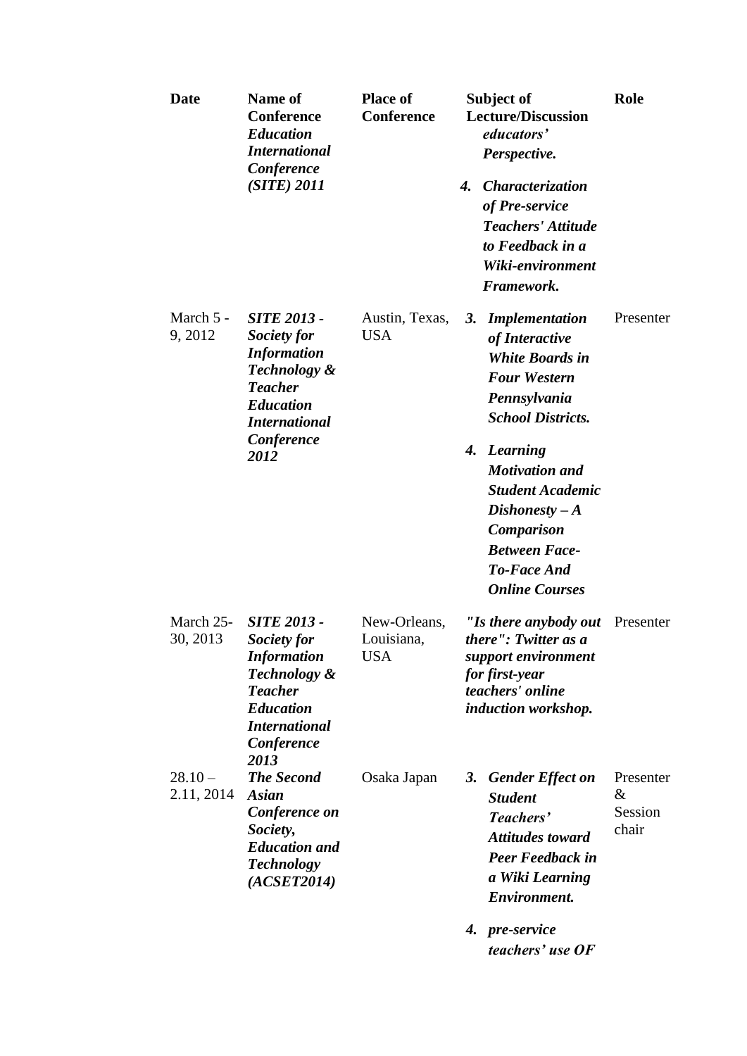| Date | Name of Conference | Place of Conference | Subject of Lecture/Discussion | Role |
|---|---|---|---|---|
| | ***Education International Conference (SITE) 2011*** | | ***educators' Perspective.*** 4. ***Characterization of Pre-service Teachers' Attitude to Feedback in a Wiki-environment Framework.*** | |
| March 5 - 9, 2012 | ***SITE 2013 - Society for Information Technology & Teacher Education International Conference 2012*** | Austin, Texas, USA | 3. ***Implementation of Interactive White Boards in Four Western Pennsylvania School Districts.*** 4. ***Learning Motivation and Student Academic Dishonesty – A Comparison Between Face-To-Face And Online Courses*** | Presenter |
| March 25-30, 2013 | ***SITE 2013 - Society for Information Technology & Teacher Education International Conference 2013*** | New-Orleans, Louisiana, USA | ***"Is there anybody out there": Twitter as a support environment for first-year teachers' online induction workshop.*** | Presenter |
| 28.10 – 2.11, 2014 | ***The Second Asian Conference on Society, Education and Technology (ACSET2014)*** | Osaka Japan | 3. ***Gender Effect on Student Teachers' Attitudes toward Peer Feedback in a Wiki Learning Environment.*** 4. ***pre-service teachers' use OF*** | Presenter & Session chair |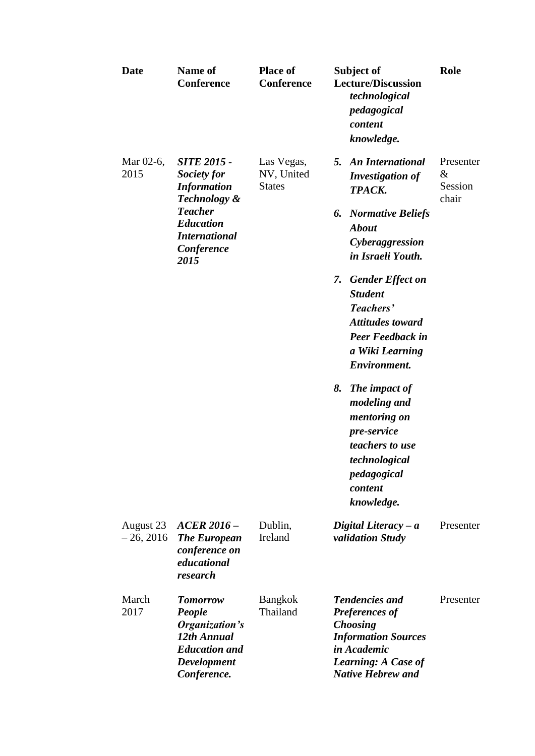| Date | Name of Conference | Place of Conference | Subject of Lecture/Discussion | Role |
|---|---|---|---|---|
| | | | ***technological pedagogical content knowledge.*** | |
| Mar 02-6, 2015 | ***SITE 2015 - Society for Information Technology & Teacher Education International Conference 2015*** | Las Vegas, NV, United States | ***5. An International Investigation of TPACK.*** ***6. Normative Beliefs About Cyberaggression in Israeli Youth.*** ***7. Gender Effect on Student Teachers' Attitudes toward Peer Feedback in a Wiki Learning Environment.*** ***8. The impact of modeling and mentoring on pre-service teachers to use technological pedagogical content knowledge.*** | Presenter & Session chair |
| August 23 – 26, 2016 | ***ACER 2016 – The European conference on educational research*** | Dublin, Ireland | ***Digital Literacy – a validation Study*** | Presenter |
| March 2017 | ***Tomorrow People Organization's 12th Annual Education and Development Conference.*** | Bangkok Thailand | ***Tendencies and Preferences of Choosing Information Sources in Academic Learning: A Case of Native Hebrew and*** | Presenter |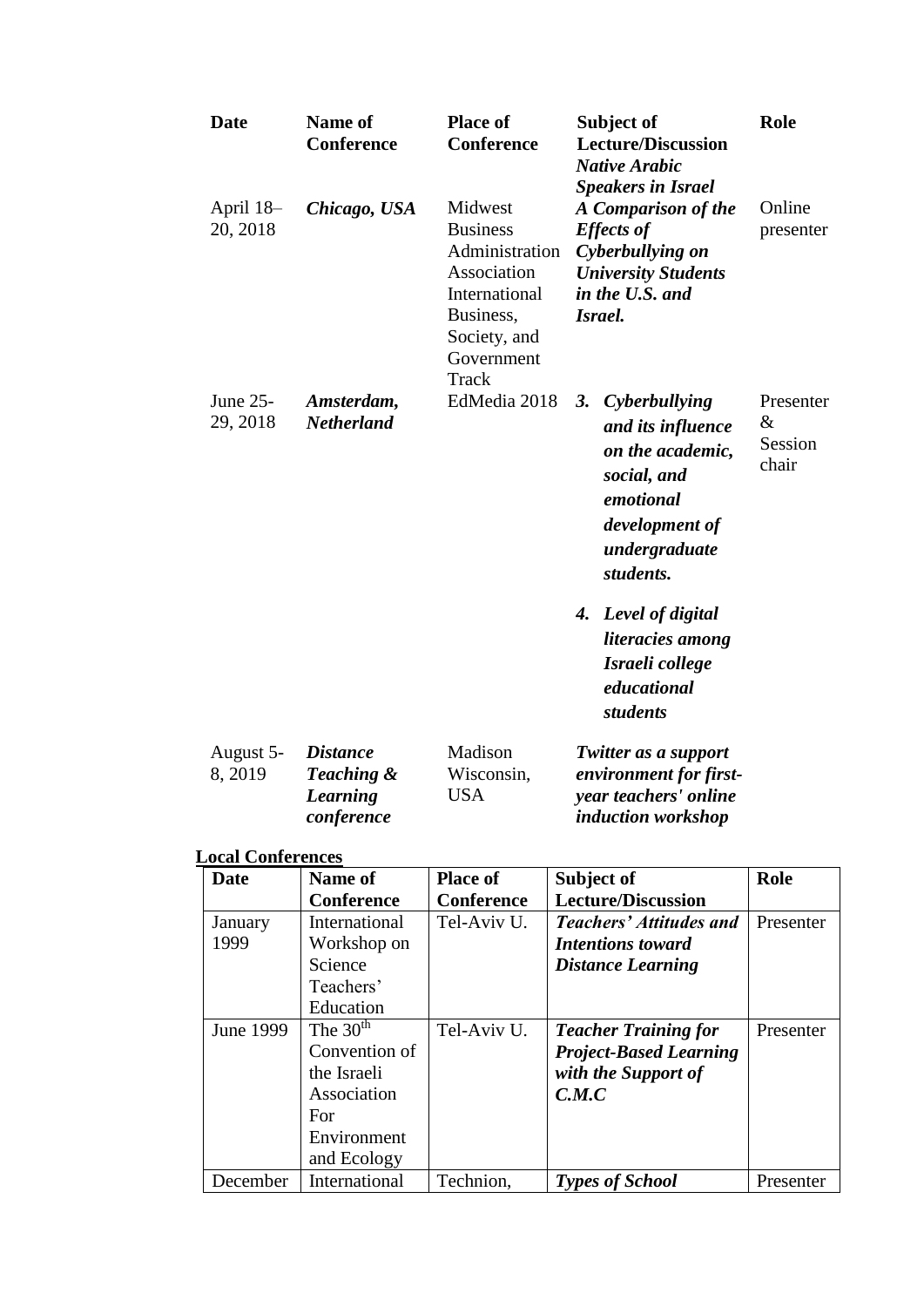| Date | Name of Conference | Place of Conference | Subject of Lecture/Discussion | Role |
|---|---|---|---|---|
| | | | ***Native Arabic Speakers in Israel*** | |
| April 18–20, 2018 | ***Chicago, USA*** | Midwest Business Administration Association International Business, Society, and Government Track | ***A Comparison of the Effects of Cyberbullying on University Students in the U.S. and Israel.*** | Online presenter |
| June 25-29, 2018 | ***Amsterdam, Netherland*** | EdMedia 2018 | ***3. Cyberbullying and its influence on the academic, social, and emotional development of undergraduate students.*** ***4. Level of digital literacies among Israeli college educational students*** | Presenter & Session chair |
| August 5-8, 2019 | ***Distance Teaching & Learning conference*** | Madison Wisconsin, USA | ***Twitter as a support environment for first-year teachers' online induction workshop*** | |

**Local Conferences**

| Date | Name of Conference | Place of Conference | Subject of Lecture/Discussion | Role |
|---|---|---|---|---|
| January 1999 | International Workshop on Science Teachers' Education | Tel-Aviv U. | ***Teachers' Attitudes and Intentions toward Distance Learning*** | Presenter |
| June 1999 | The 30th Convention of the Israeli Association For Environment and Ecology | Tel-Aviv U. | ***Teacher Training for Project-Based Learning with the Support of C.M.C*** | Presenter |
| December | International | Technion, | ***Types of School*** | Presenter |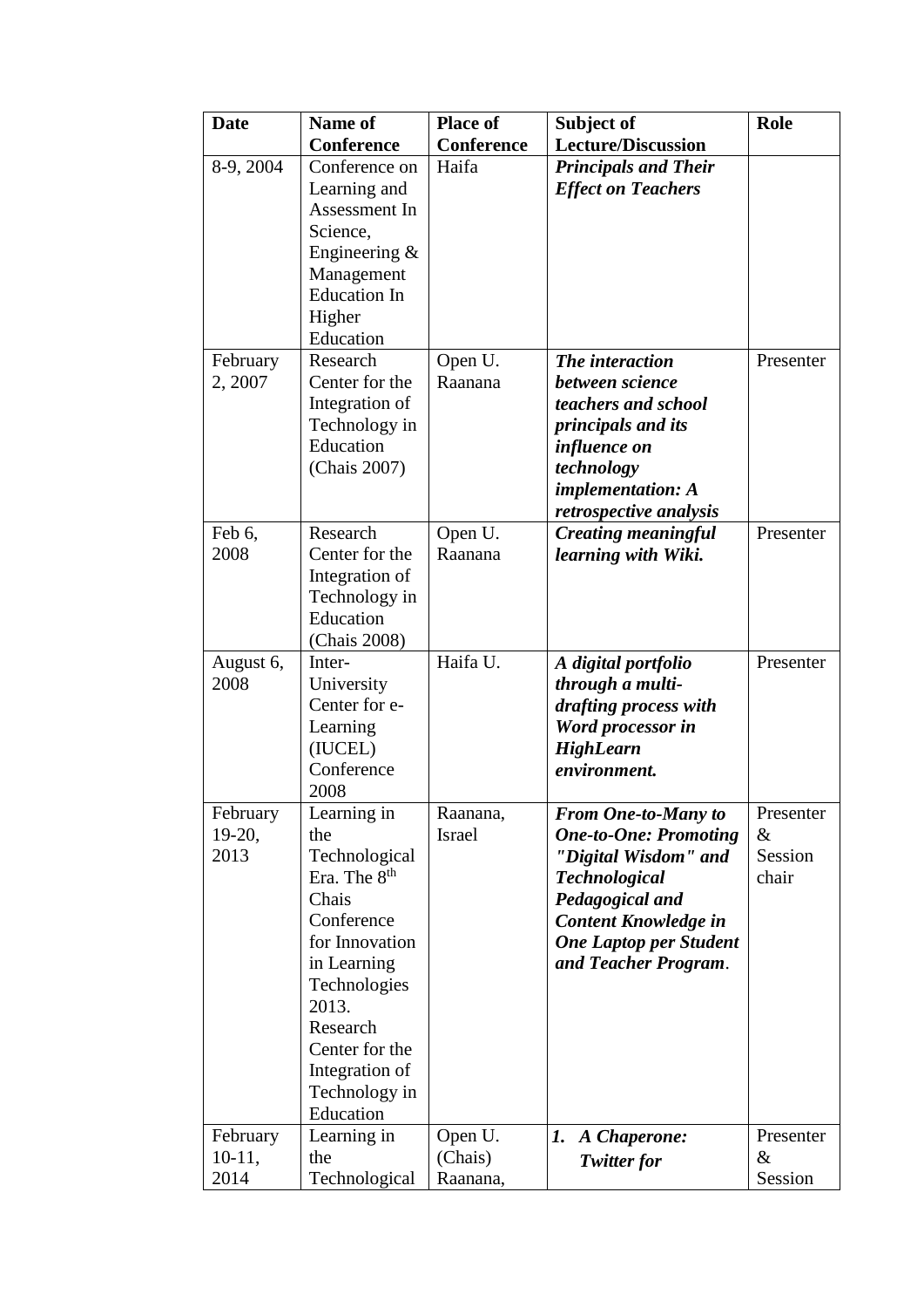| Date | Name of Conference | Place of Conference | Subject of Lecture/Discussion | Role |
|---|---|---|---|---|
| 8-9, 2004 | Conference on Learning and Assessment In Science, Engineering & Management Education In Higher Education | Haifa | ***Principals and Their Effect on Teachers*** | |
| February 2, 2007 | Research Center for the Integration of Technology in Education (Chais 2007) | Open U. Raanana | ***The interaction between science teachers and school principals and its influence on technology implementation: A retrospective analysis*** | Presenter |
| Feb 6, 2008 | Research Center for the Integration of Technology in Education (Chais 2008) | Open U. Raanana | ***Creating meaningful learning with Wiki.*** | Presenter |
| August 6, 2008 | Inter-University Center for e-Learning (IUCEL) Conference 2008 | Haifa U. | ***A digital portfolio through a multi-drafting process with Word processor in HighLearn environment.*** | Presenter |
| February 19-20, 2013 | Learning in the Technological Era. The 8th Chais Conference for Innovation in Learning Technologies 2013. Research Center for the Integration of Technology in Education | Raanana, Israel | ***From One-to-Many to One-to-One: Promoting "Digital Wisdom" and Technological Pedagogical and Content Knowledge in One Laptop per Student and Teacher Program***. | Presenter & Session chair |
| February 10-11, 2014 | Learning in the Technological | Open U. (Chais) Raanana, | ***1. A Chaperone: Twitter for*** | Presenter & Session |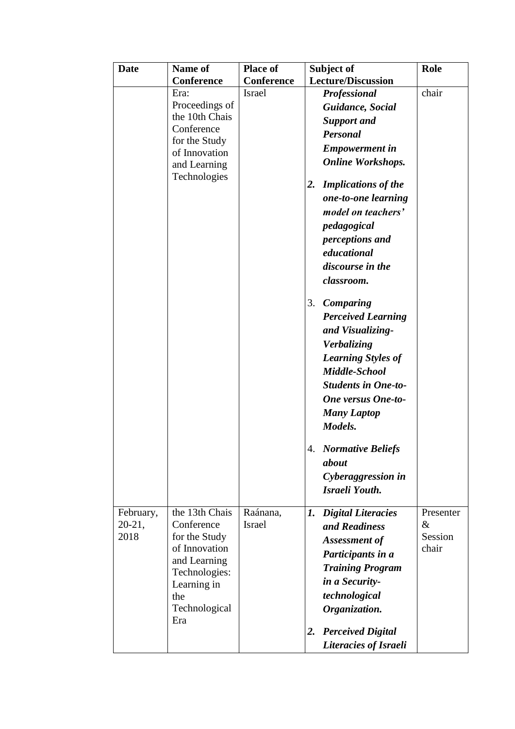| Date | Name of Conference | Place of Conference | Subject of Lecture/Discussion | Role |
|---|---|---|---|---|
| | Era: Proceedings of the 10th Chais Conference for the Study of Innovation and Learning Technologies | Israel | ***Professional Guidance, Social Support and Personal Empowerment in Online Workshops.*** <br> ***2. Implications of the one-to-one learning model on teachers' pedagogical perceptions and educational discourse in the classroom.*** <br> 3. ***Comparing Perceived Learning and Visualizing-Verbalizing Learning Styles of Middle-School Students in One-to-One versus One-to-Many Laptop Models.*** <br> 4. ***Normative Beliefs about Cyberaggression in Israeli Youth.*** | chair |
| February, 20-21, 2018 | the 13th Chais Conference for the Study of Innovation and Learning Technologies: Learning in the Technological Era | Raánana, Israel | ***1. Digital Literacies and Readiness Assessment of Participants in a Training Program in a Security-technological Organization.*** <br> ***2. Perceived Digital Literacies of Israeli*** | Presenter & Session chair |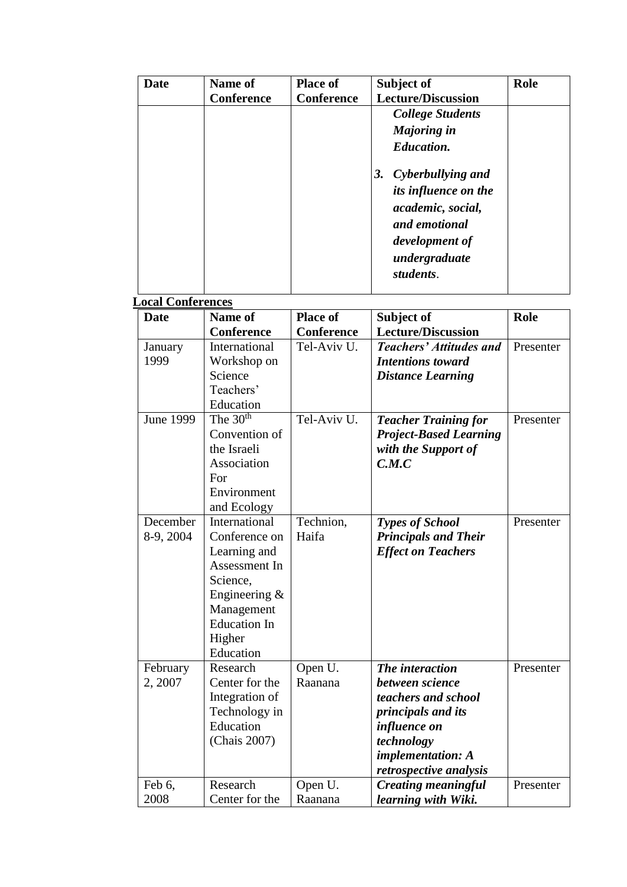| Date | Name of Conference | Place of Conference | Subject of Lecture/Discussion | Role |
|---|---|---|---|---|
| | | | ***College Students Majoring in Education.*** ***3. Cyberbullying and its influence on the academic, social, and emotional development of undergraduate students.*** | |

**Local Conferences**

| Date | Name of Conference | Place of Conference | Subject of Lecture/Discussion | Role |
|---|---|---|---|---|
| January 1999 | International Workshop on Science Teachers' Education | Tel-Aviv U. | ***Teachers' Attitudes and Intentions toward Distance Learning*** | Presenter |
| June 1999 | The 30th Convention of the Israeli Association For Environment and Ecology | Tel-Aviv U. | ***Teacher Training for Project-Based Learning with the Support of C.M.C*** | Presenter |
| December 8-9, 2004 | International Conference on Learning and Assessment In Science, Engineering & Management Education In Higher Education | Technion, Haifa | ***Types of School Principals and Their Effect on Teachers*** | Presenter |
| February 2, 2007 | Research Center for the Integration of Technology in Education (Chais 2007) | Open U. Raanana | ***The interaction between science teachers and school principals and its influence on technology implementation: A retrospective analysis*** | Presenter |
| Feb 6, 2008 | Research Center for the | Open U. Raanana | ***Creating meaningful learning with Wiki.*** | Presenter |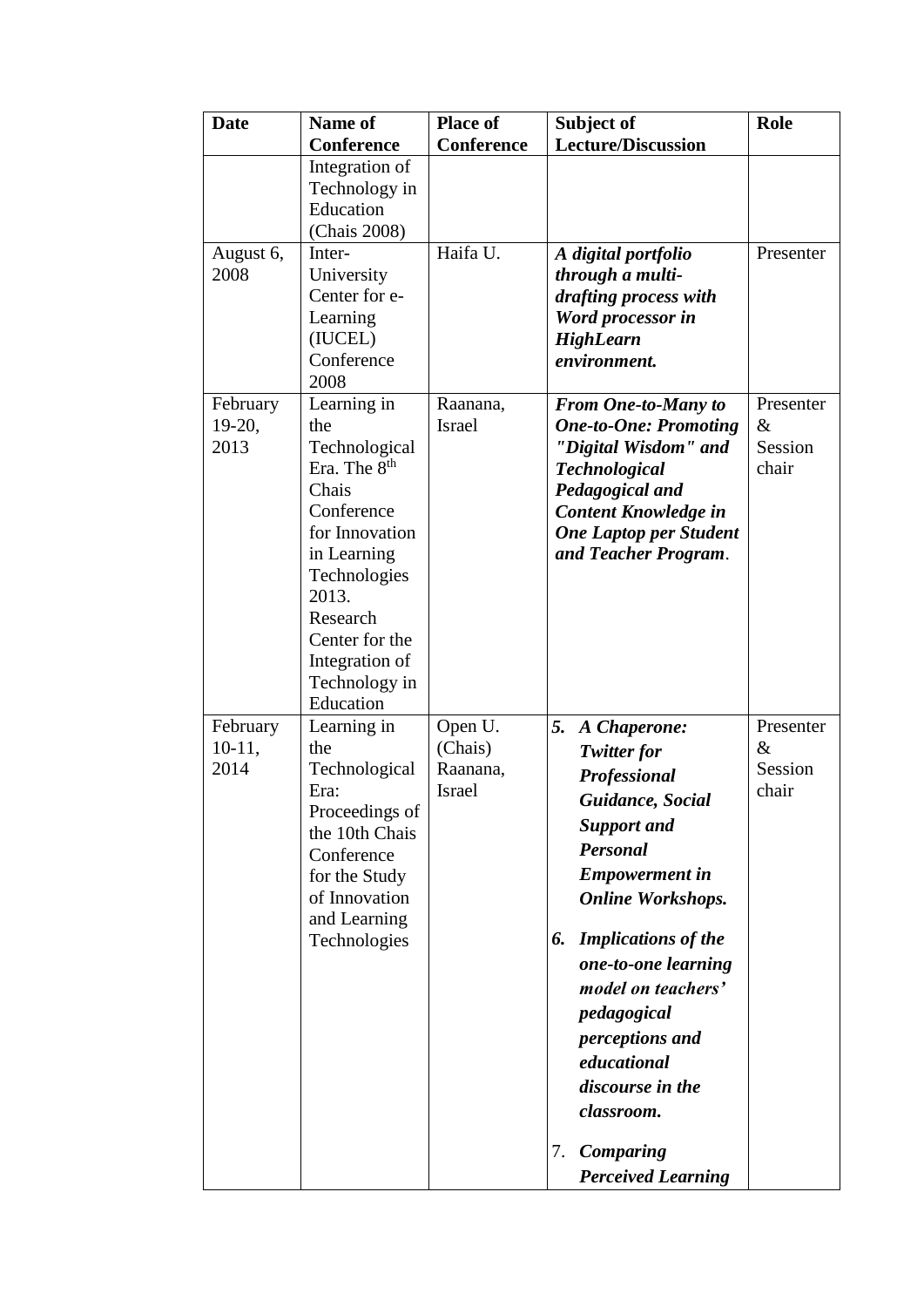| Date | Name of Conference | Place of Conference | Subject of Lecture/Discussion | Role |
|---|---|---|---|---|
| | Integration of Technology in Education (Chais 2008) | | | |
| August 6, 2008 | Inter-University Center for e-Learning (IUCEL) Conference 2008 | Haifa U. | ***A digital portfolio through a multi-drafting process with Word processor in HighLearn environment.*** | Presenter |
| February 19-20, 2013 | Learning in the Technological Era. The 8th Chais Conference for Innovation in Learning Technologies 2013. Research Center for the Integration of Technology in Education | Raanana, Israel | ***From One-to-Many to One-to-One: Promoting "Digital Wisdom" and Technological Pedagogical and Content Knowledge in One Laptop per Student and Teacher Program***. | Presenter & Session chair |
| February 10-11, 2014 | Learning in the Technological Era: Proceedings of the 10th Chais Conference for the Study of Innovation and Learning Technologies | Open U. (Chais) Raanana, Israel | 5. ***A Chaperone: Twitter for Professional Guidance, Social Support and Personal Empowerment in Online Workshops.*** 6. ***Implications of the one-to-one learning model on teachers' pedagogical perceptions and educational discourse in the classroom.*** 7. ***Comparing Perceived Learning*** | Presenter & Session chair |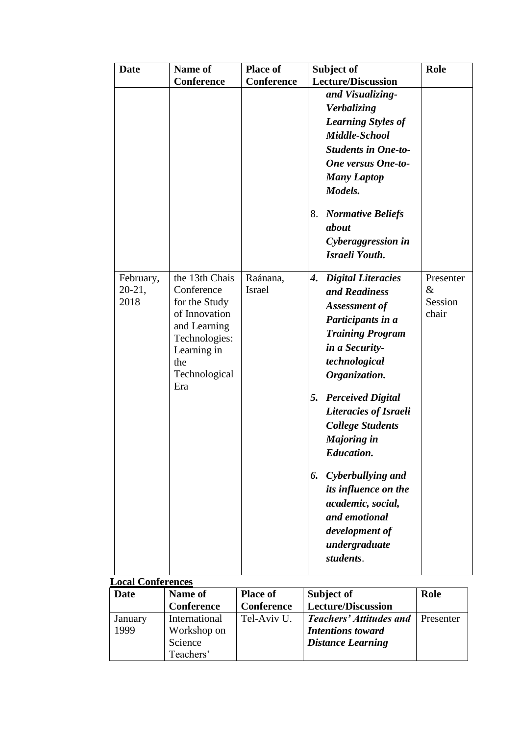| Date | Name of Conference | Place of Conference | Subject of Lecture/Discussion | Role |
|---|---|---|---|---|
| | | | ***and Visualizing-Verbalizing Learning Styles of Middle-School Students in One-to-One versus One-to-Many Laptop Models.*** <br> 8. ***Normative Beliefs about Cyberaggression in Israeli Youth.*** | |
| February, 20-21, 2018 | the 13th Chais Conference for the Study of Innovation and Learning Technologies: Learning in the Technological Era | Raánana, Israel | ***4. Digital Literacies and Readiness Assessment of Participants in a Training Program in a Security-technological Organization.*** <br> ***5. Perceived Digital Literacies of Israeli College Students Majoring in Education.*** <br> ***6. Cyberbullying and its influence on the academic, social, and emotional development of undergraduate students***. | Presenter & Session chair |

**Local Conferences**

| Date | Name of Conference | Place of Conference | Subject of Lecture/Discussion | Role |
|---|---|---|---|---|
| January 1999 | International Workshop on Science Teachers' | Tel-Aviv U. | ***Teachers' Attitudes and Intentions toward Distance Learning*** | Presenter |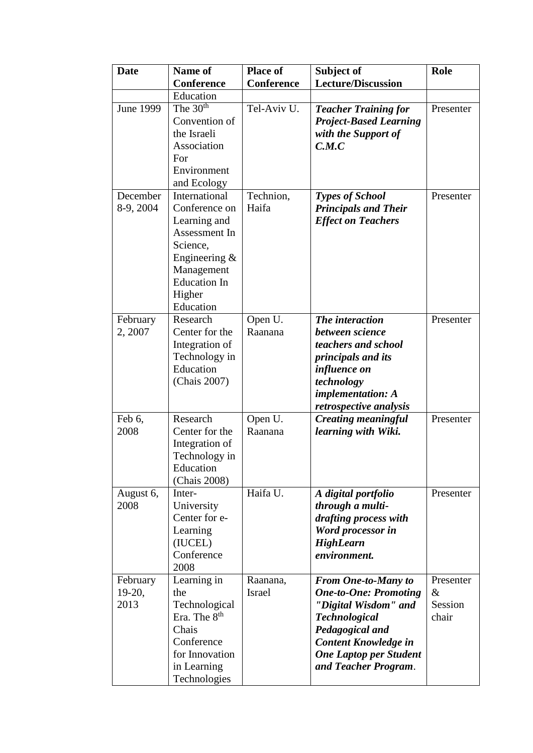| Date | Name of Conference | Place of Conference | Subject of Lecture/Discussion | Role |
|---|---|---|---|---|
| | Education | | | |
| June 1999 | The 30th Convention of the Israeli Association For Environment and Ecology | Tel-Aviv U. | ***Teacher Training for Project-Based Learning with the Support of C.M.C*** | Presenter |
| December 8-9, 2004 | International Conference on Learning and Assessment In Science, Engineering & Management Education In Higher Education | Technion, Haifa | ***Types of School Principals and Their Effect on Teachers*** | Presenter |
| February 2, 2007 | Research Center for the Integration of Technology in Education (Chais 2007) | Open U. Raanana | ***The interaction between science teachers and school principals and its influence on technology implementation: A retrospective analysis*** | Presenter |
| Feb 6, 2008 | Research Center for the Integration of Technology in Education (Chais 2008) | Open U. Raanana | ***Creating meaningful learning with Wiki.*** | Presenter |
| August 6, 2008 | Inter-University Center for e-Learning (IUCEL) Conference 2008 | Haifa U. | ***A digital portfolio through a multi-drafting process with Word processor in HighLearn environment.*** | Presenter |
| February 19-20, 2013 | Learning in the Technological Era. The 8th Chais Conference for Innovation in Learning Technologies | Raanana, Israel | ***From One-to-Many to One-to-One: Promoting "Digital Wisdom" and Technological Pedagogical and Content Knowledge in One Laptop per Student and Teacher Program***. | Presenter & Session chair |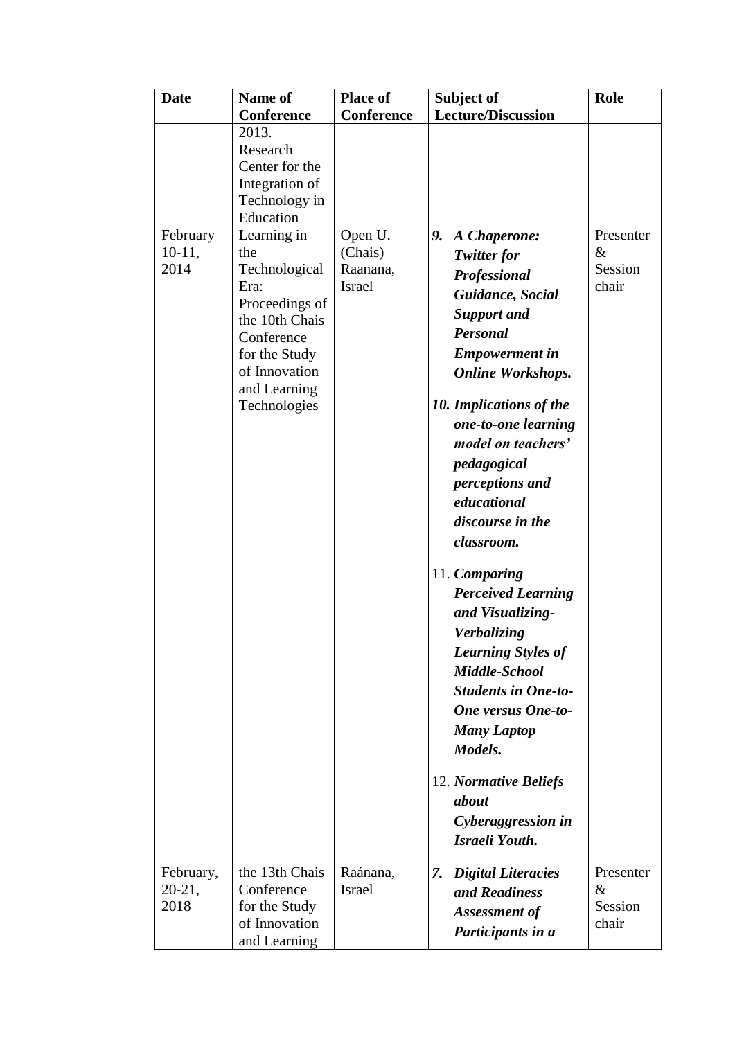| Date | Name of Conference | Place of Conference | Subject of Lecture/Discussion | Role |
|---|---|---|---|---|
| | 2013. Research Center for the Integration of Technology in Education | | | |
| February 10-11, 2014 | Learning in the Technological Era: Proceedings of the 10th Chais Conference for the Study of Innovation and Learning Technologies | Open U. (Chais) Raanana, Israel | ***9. A Chaperone: Twitter for Professional Guidance, Social Support and Personal Empowerment in Online Workshops.*** <br><br> ***10. Implications of the one-to-one learning model on teachers' pedagogical perceptions and educational discourse in the classroom.*** <br><br> 11. ***Comparing Perceived Learning and Visualizing-Verbalizing Learning Styles of Middle-School Students in One-to-One versus One-to-Many Laptop Models.*** <br><br> 12. ***Normative Beliefs about Cyberaggression in Israeli Youth.*** | Presenter & Session chair |
| February, 20-21, 2018 | the 13th Chais Conference for the Study of Innovation and Learning | Raánana, Israel | ***7. Digital Literacies and Readiness Assessment of Participants in a*** | Presenter & Session chair |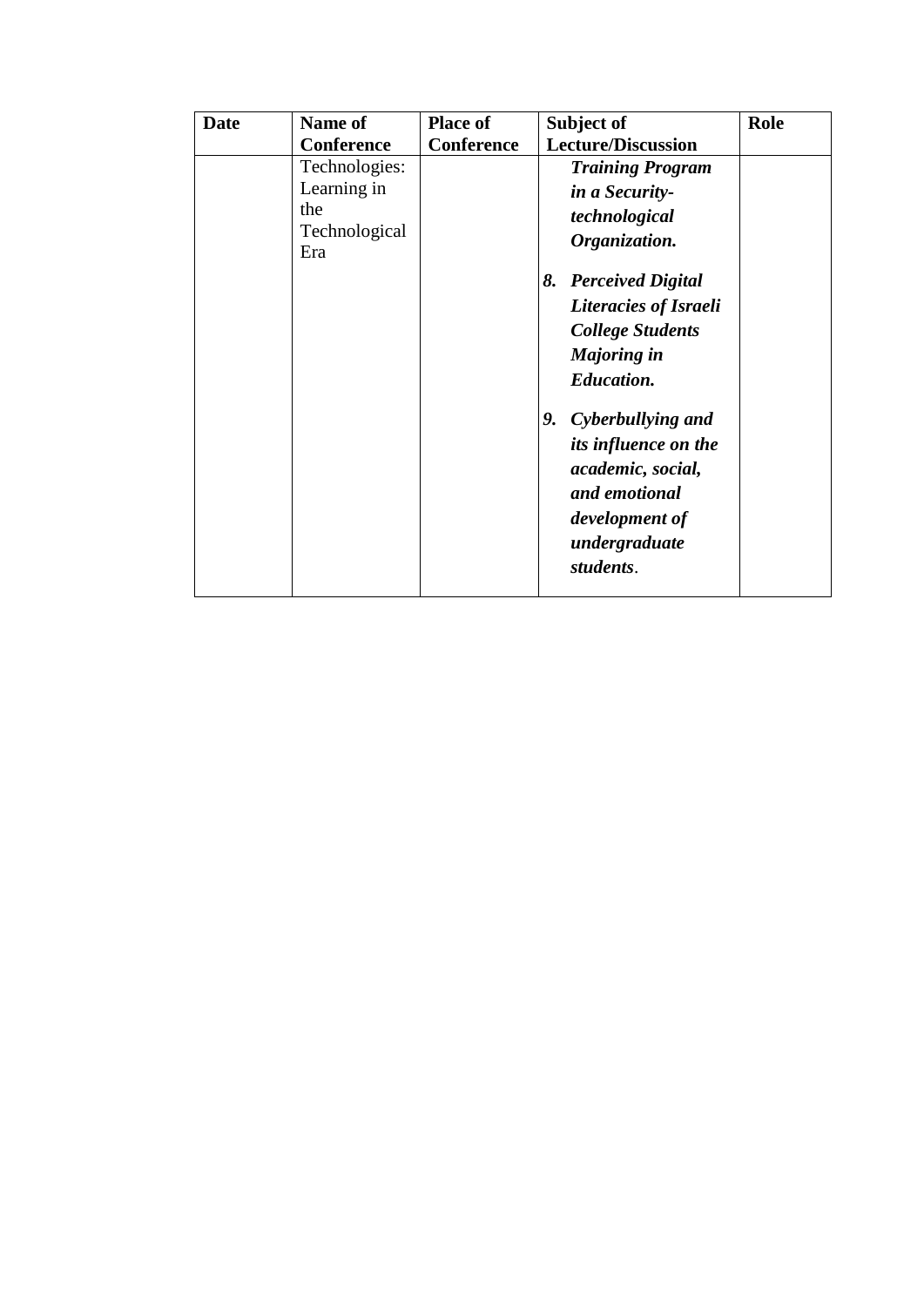| Date | Name of Conference | Place of Conference | Subject of Lecture/Discussion | Role |
|---|---|---|---|---|
| | Technologies: Learning in the Technological Era | | ***Training Program in a Security-technological Organization.*** <br><br> ***8. Perceived Digital Literacies of Israeli College Students Majoring in Education.*** <br><br> ***9. Cyberbullying and its influence on the academic, social, and emotional development of undergraduate students***. | |